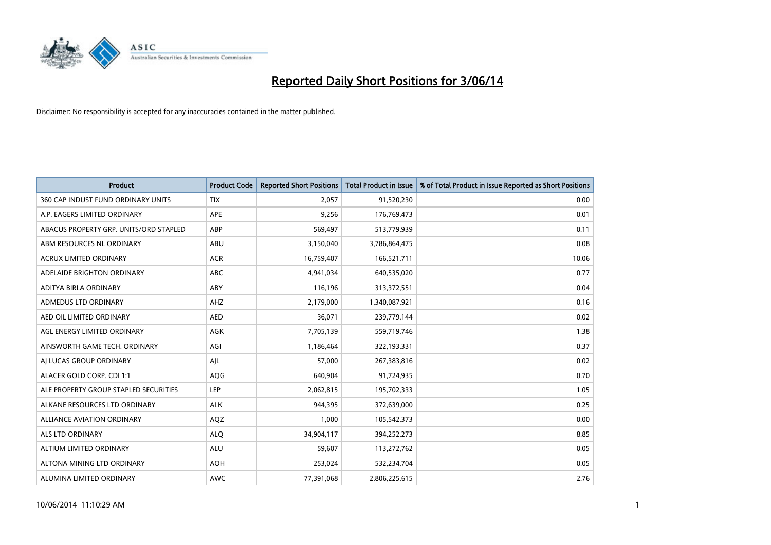# Reported Daily Short Positions for 3/06/14

Disclaimer: No responsibility is accepted for any inaccuracies contained in the matter published.

| Product | Product Code | Reported Short Positions | Total Product in Issue | % of Total Product in Issue Reported as Short Positions |
|---|---|---|---|---|
| 360 CAP INDUST FUND ORDINARY UNITS | TIX | 2,057 | 91,520,230 | 0.00 |
| A.P. EAGERS LIMITED ORDINARY | APE | 9,256 | 176,769,473 | 0.01 |
| ABACUS PROPERTY GRP. UNITS/ORD STAPLED | ABP | 569,497 | 513,779,939 | 0.11 |
| ABM RESOURCES NL ORDINARY | ABU | 3,150,040 | 3,786,864,475 | 0.08 |
| ACRUX LIMITED ORDINARY | ACR | 16,759,407 | 166,521,711 | 10.06 |
| ADELAIDE BRIGHTON ORDINARY | ABC | 4,941,034 | 640,535,020 | 0.77 |
| ADITYA BIRLA ORDINARY | ABY | 116,196 | 313,372,551 | 0.04 |
| ADMEDUS LTD ORDINARY | AHZ | 2,179,000 | 1,340,087,921 | 0.16 |
| AED OIL LIMITED ORDINARY | AED | 36,071 | 239,779,144 | 0.02 |
| AGL ENERGY LIMITED ORDINARY | AGK | 7,705,139 | 559,719,746 | 1.38 |
| AINSWORTH GAME TECH. ORDINARY | AGI | 1,186,464 | 322,193,331 | 0.37 |
| AJ LUCAS GROUP ORDINARY | AJL | 57,000 | 267,383,816 | 0.02 |
| ALACER GOLD CORP. CDI 1:1 | AQG | 640,904 | 91,724,935 | 0.70 |
| ALE PROPERTY GROUP STAPLED SECURITIES | LEP | 2,062,815 | 195,702,333 | 1.05 |
| ALKANE RESOURCES LTD ORDINARY | ALK | 944,395 | 372,639,000 | 0.25 |
| ALLIANCE AVIATION ORDINARY | AQZ | 1,000 | 105,542,373 | 0.00 |
| ALS LTD ORDINARY | ALQ | 34,904,117 | 394,252,273 | 8.85 |
| ALTIUM LIMITED ORDINARY | ALU | 59,607 | 113,272,762 | 0.05 |
| ALTONA MINING LTD ORDINARY | AOH | 253,024 | 532,234,704 | 0.05 |
| ALUMINA LIMITED ORDINARY | AWC | 77,391,068 | 2,806,225,615 | 2.76 |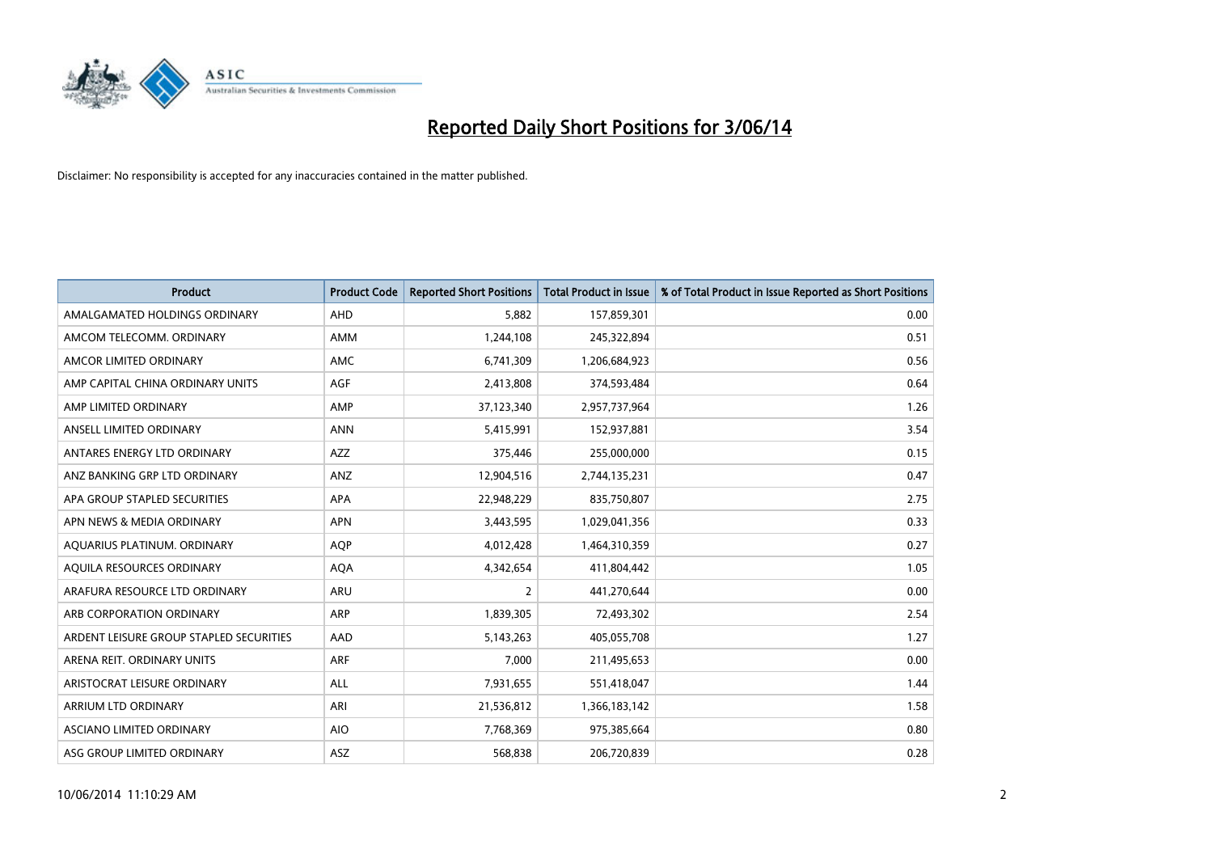# Reported Daily Short Positions for 3/06/14

Disclaimer: No responsibility is accepted for any inaccuracies contained in the matter published.

| Product | Product Code | Reported Short Positions | Total Product in Issue | % of Total Product in Issue Reported as Short Positions |
|---|---|---|---|---|
| AMALGAMATED HOLDINGS ORDINARY | AHD | 5,882 | 157,859,301 | 0.00 |
| AMCOM TELECOMM. ORDINARY | AMM | 1,244,108 | 245,322,894 | 0.51 |
| AMCOR LIMITED ORDINARY | AMC | 6,741,309 | 1,206,684,923 | 0.56 |
| AMP CAPITAL CHINA ORDINARY UNITS | AGF | 2,413,808 | 374,593,484 | 0.64 |
| AMP LIMITED ORDINARY | AMP | 37,123,340 | 2,957,737,964 | 1.26 |
| ANSELL LIMITED ORDINARY | ANN | 5,415,991 | 152,937,881 | 3.54 |
| ANTARES ENERGY LTD ORDINARY | AZZ | 375,446 | 255,000,000 | 0.15 |
| ANZ BANKING GRP LTD ORDINARY | ANZ | 12,904,516 | 2,744,135,231 | 0.47 |
| APA GROUP STAPLED SECURITIES | APA | 22,948,229 | 835,750,807 | 2.75 |
| APN NEWS & MEDIA ORDINARY | APN | 3,443,595 | 1,029,041,356 | 0.33 |
| AQUARIUS PLATINUM. ORDINARY | AQP | 4,012,428 | 1,464,310,359 | 0.27 |
| AQUILA RESOURCES ORDINARY | AQA | 4,342,654 | 411,804,442 | 1.05 |
| ARAFURA RESOURCE LTD ORDINARY | ARU | 2 | 441,270,644 | 0.00 |
| ARB CORPORATION ORDINARY | ARP | 1,839,305 | 72,493,302 | 2.54 |
| ARDENT LEISURE GROUP STAPLED SECURITIES | AAD | 5,143,263 | 405,055,708 | 1.27 |
| ARENA REIT. ORDINARY UNITS | ARF | 7,000 | 211,495,653 | 0.00 |
| ARISTOCRAT LEISURE ORDINARY | ALL | 7,931,655 | 551,418,047 | 1.44 |
| ARRIUM LTD ORDINARY | ARI | 21,536,812 | 1,366,183,142 | 1.58 |
| ASCIANO LIMITED ORDINARY | AIO | 7,768,369 | 975,385,664 | 0.80 |
| ASG GROUP LIMITED ORDINARY | ASZ | 568,838 | 206,720,839 | 0.28 |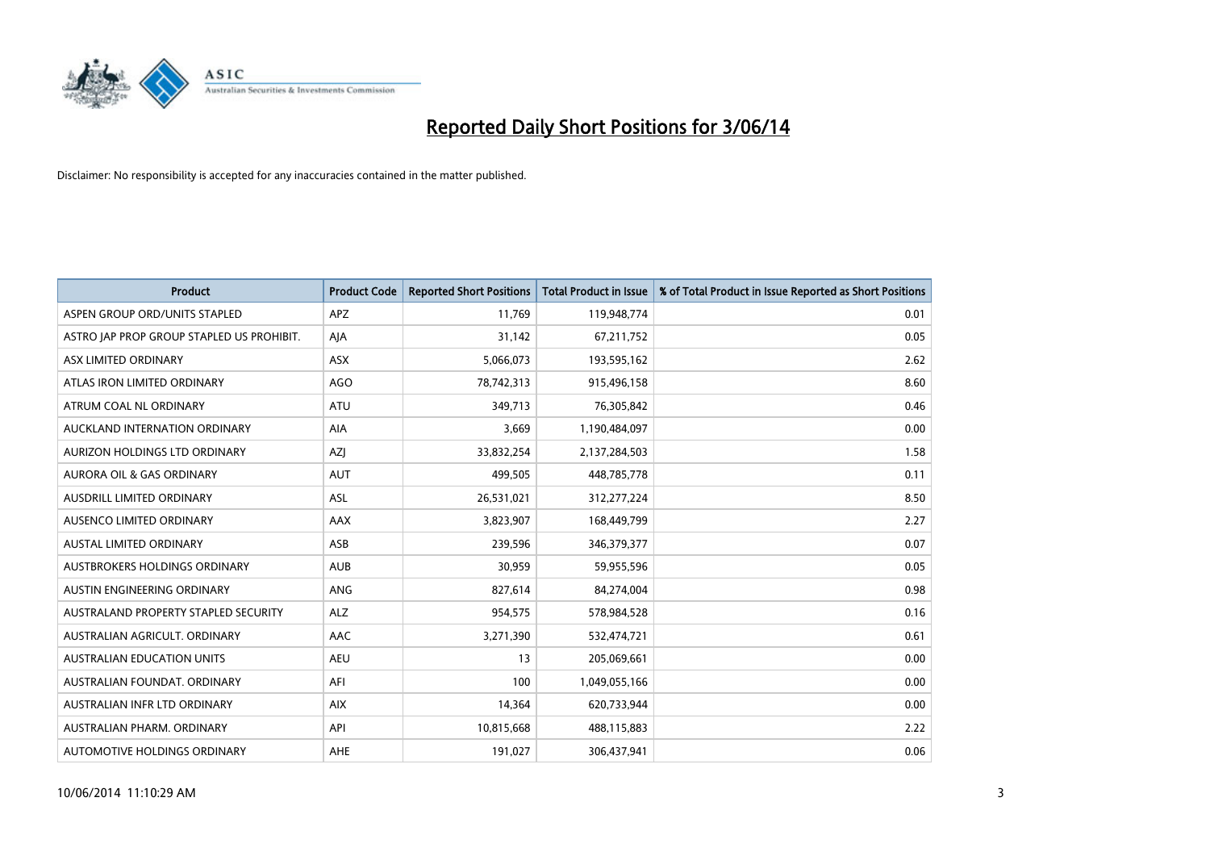# Reported Daily Short Positions for 3/06/14

Disclaimer: No responsibility is accepted for any inaccuracies contained in the matter published.

| Product | Product Code | Reported Short Positions | Total Product in Issue | % of Total Product in Issue Reported as Short Positions |
|---|---|---|---|---|
| ASPEN GROUP ORD/UNITS STAPLED | APZ | 11,769 | 119,948,774 | 0.01 |
| ASTRO JAP PROP GROUP STAPLED US PROHIBIT. | AJA | 31,142 | 67,211,752 | 0.05 |
| ASX LIMITED ORDINARY | ASX | 5,066,073 | 193,595,162 | 2.62 |
| ATLAS IRON LIMITED ORDINARY | AGO | 78,742,313 | 915,496,158 | 8.60 |
| ATRUM COAL NL ORDINARY | ATU | 349,713 | 76,305,842 | 0.46 |
| AUCKLAND INTERNATION ORDINARY | AIA | 3,669 | 1,190,484,097 | 0.00 |
| AURIZON HOLDINGS LTD ORDINARY | AZJ | 33,832,254 | 2,137,284,503 | 1.58 |
| AURORA OIL & GAS ORDINARY | AUT | 499,505 | 448,785,778 | 0.11 |
| AUSDRILL LIMITED ORDINARY | ASL | 26,531,021 | 312,277,224 | 8.50 |
| AUSENCO LIMITED ORDINARY | AAX | 3,823,907 | 168,449,799 | 2.27 |
| AUSTAL LIMITED ORDINARY | ASB | 239,596 | 346,379,377 | 0.07 |
| AUSTBROKERS HOLDINGS ORDINARY | AUB | 30,959 | 59,955,596 | 0.05 |
| AUSTIN ENGINEERING ORDINARY | ANG | 827,614 | 84,274,004 | 0.98 |
| AUSTRALAND PROPERTY STAPLED SECURITY | ALZ | 954,575 | 578,984,528 | 0.16 |
| AUSTRALIAN AGRICULT. ORDINARY | AAC | 3,271,390 | 532,474,721 | 0.61 |
| AUSTRALIAN EDUCATION UNITS | AEU | 13 | 205,069,661 | 0.00 |
| AUSTRALIAN FOUNDAT. ORDINARY | AFI | 100 | 1,049,055,166 | 0.00 |
| AUSTRALIAN INFR LTD ORDINARY | AIX | 14,364 | 620,733,944 | 0.00 |
| AUSTRALIAN PHARM. ORDINARY | API | 10,815,668 | 488,115,883 | 2.22 |
| AUTOMOTIVE HOLDINGS ORDINARY | AHE | 191,027 | 306,437,941 | 0.06 |

10/06/2014 11:10:29 AM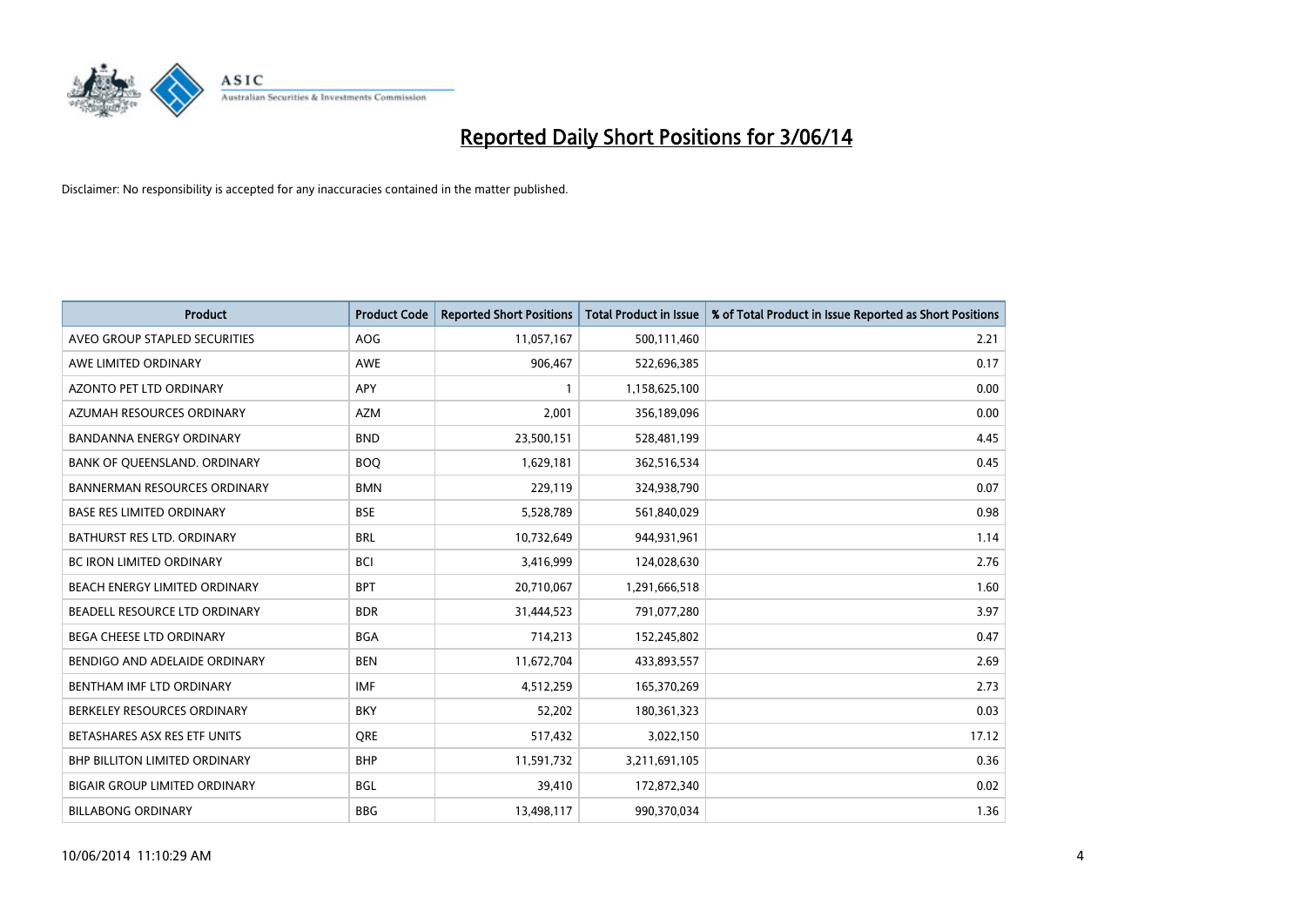# Reported Daily Short Positions for 3/06/14

Disclaimer: No responsibility is accepted for any inaccuracies contained in the matter published.

| Product | Product Code | Reported Short Positions | Total Product in Issue | % of Total Product in Issue Reported as Short Positions |
|---|---|---|---|---|
| AVEO GROUP STAPLED SECURITIES | AOG | 11,057,167 | 500,111,460 | 2.21 |
| AWE LIMITED ORDINARY | AWE | 906,467 | 522,696,385 | 0.17 |
| AZONTO PET LTD ORDINARY | APY | 1 | 1,158,625,100 | 0.00 |
| AZUMAH RESOURCES ORDINARY | AZM | 2,001 | 356,189,096 | 0.00 |
| BANDANNA ENERGY ORDINARY | BND | 23,500,151 | 528,481,199 | 4.45 |
| BANK OF QUEENSLAND. ORDINARY | BOQ | 1,629,181 | 362,516,534 | 0.45 |
| BANNERMAN RESOURCES ORDINARY | BMN | 229,119 | 324,938,790 | 0.07 |
| BASE RES LIMITED ORDINARY | BSE | 5,528,789 | 561,840,029 | 0.98 |
| BATHURST RES LTD. ORDINARY | BRL | 10,732,649 | 944,931,961 | 1.14 |
| BC IRON LIMITED ORDINARY | BCI | 3,416,999 | 124,028,630 | 2.76 |
| BEACH ENERGY LIMITED ORDINARY | BPT | 20,710,067 | 1,291,666,518 | 1.60 |
| BEADELL RESOURCE LTD ORDINARY | BDR | 31,444,523 | 791,077,280 | 3.97 |
| BEGA CHEESE LTD ORDINARY | BGA | 714,213 | 152,245,802 | 0.47 |
| BENDIGO AND ADELAIDE ORDINARY | BEN | 11,672,704 | 433,893,557 | 2.69 |
| BENTHAM IMF LTD ORDINARY | IMF | 4,512,259 | 165,370,269 | 2.73 |
| BERKELEY RESOURCES ORDINARY | BKY | 52,202 | 180,361,323 | 0.03 |
| BETASHARES ASX RES ETF UNITS | QRE | 517,432 | 3,022,150 | 17.12 |
| BHP BILLITON LIMITED ORDINARY | BHP | 11,591,732 | 3,211,691,105 | 0.36 |
| BIGAIR GROUP LIMITED ORDINARY | BGL | 39,410 | 172,872,340 | 0.02 |
| BILLABONG ORDINARY | BBG | 13,498,117 | 990,370,034 | 1.36 |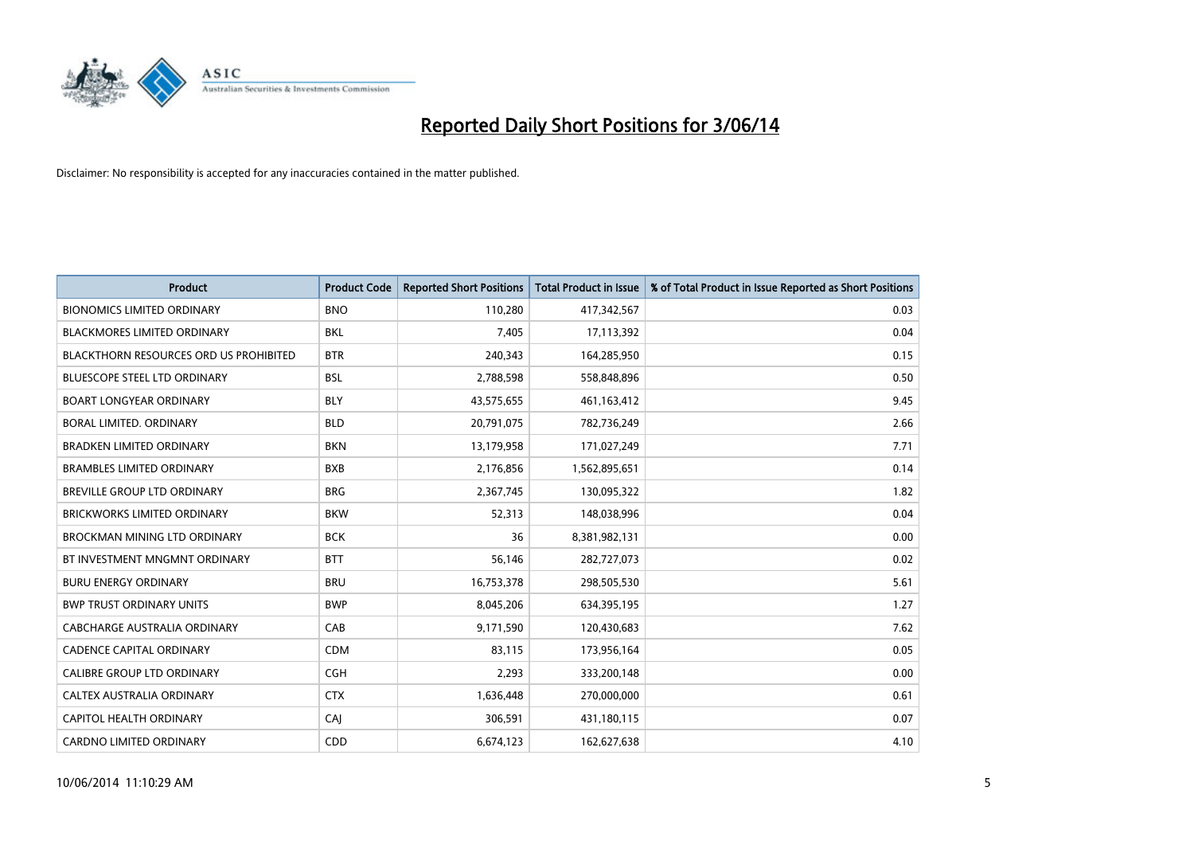# Reported Daily Short Positions for 3/06/14

Disclaimer: No responsibility is accepted for any inaccuracies contained in the matter published.

| Product | Product Code | Reported Short Positions | Total Product in Issue | % of Total Product in Issue Reported as Short Positions |
|---|---|---|---|---|
| BIONOMICS LIMITED ORDINARY | BNO | 110,280 | 417,342,567 | 0.03 |
| BLACKMORES LIMITED ORDINARY | BKL | 7,405 | 17,113,392 | 0.04 |
| BLACKTHORN RESOURCES ORD US PROHIBITED | BTR | 240,343 | 164,285,950 | 0.15 |
| BLUESCOPE STEEL LTD ORDINARY | BSL | 2,788,598 | 558,848,896 | 0.50 |
| BOART LONGYEAR ORDINARY | BLY | 43,575,655 | 461,163,412 | 9.45 |
| BORAL LIMITED. ORDINARY | BLD | 20,791,075 | 782,736,249 | 2.66 |
| BRADKEN LIMITED ORDINARY | BKN | 13,179,958 | 171,027,249 | 7.71 |
| BRAMBLES LIMITED ORDINARY | BXB | 2,176,856 | 1,562,895,651 | 0.14 |
| BREVILLE GROUP LTD ORDINARY | BRG | 2,367,745 | 130,095,322 | 1.82 |
| BRICKWORKS LIMITED ORDINARY | BKW | 52,313 | 148,038,996 | 0.04 |
| BROCKMAN MINING LTD ORDINARY | BCK | 36 | 8,381,982,131 | 0.00 |
| BT INVESTMENT MNGMNT ORDINARY | BTT | 56,146 | 282,727,073 | 0.02 |
| BURU ENERGY ORDINARY | BRU | 16,753,378 | 298,505,530 | 5.61 |
| BWP TRUST ORDINARY UNITS | BWP | 8,045,206 | 634,395,195 | 1.27 |
| CABCHARGE AUSTRALIA ORDINARY | CAB | 9,171,590 | 120,430,683 | 7.62 |
| CADENCE CAPITAL ORDINARY | CDM | 83,115 | 173,956,164 | 0.05 |
| CALIBRE GROUP LTD ORDINARY | CGH | 2,293 | 333,200,148 | 0.00 |
| CALTEX AUSTRALIA ORDINARY | CTX | 1,636,448 | 270,000,000 | 0.61 |
| CAPITOL HEALTH ORDINARY | CAJ | 306,591 | 431,180,115 | 0.07 |
| CARDNO LIMITED ORDINARY | CDD | 6,674,123 | 162,627,638 | 4.10 |

10/06/2014 11:10:29 AM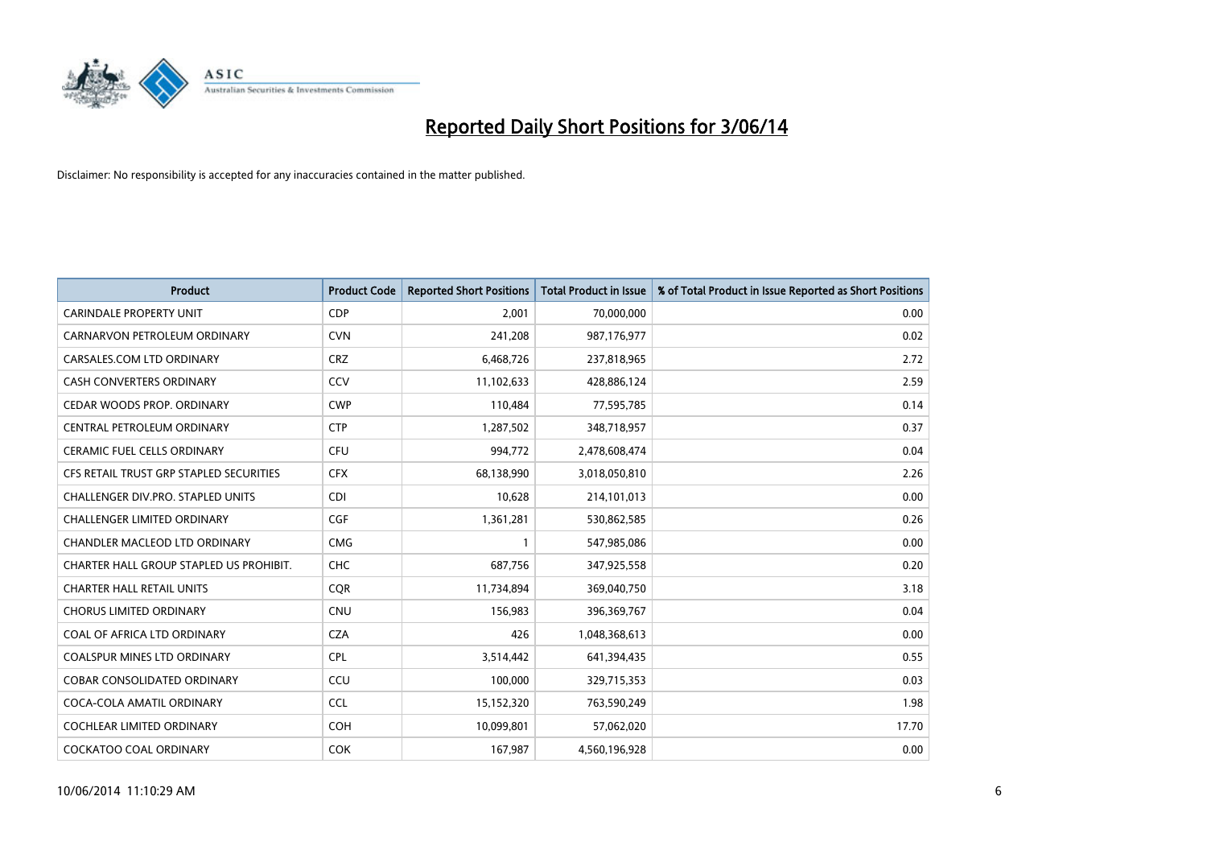# Reported Daily Short Positions for 3/06/14

Disclaimer: No responsibility is accepted for any inaccuracies contained in the matter published.

| Product | Product Code | Reported Short Positions | Total Product in Issue | % of Total Product in Issue Reported as Short Positions |
|---|---|---|---|---|
| CARINDALE PROPERTY UNIT | CDP | 2,001 | 70,000,000 | 0.00 |
| CARNARVON PETROLEUM ORDINARY | CVN | 241,208 | 987,176,977 | 0.02 |
| CARSALES.COM LTD ORDINARY | CRZ | 6,468,726 | 237,818,965 | 2.72 |
| CASH CONVERTERS ORDINARY | CCV | 11,102,633 | 428,886,124 | 2.59 |
| CEDAR WOODS PROP. ORDINARY | CWP | 110,484 | 77,595,785 | 0.14 |
| CENTRAL PETROLEUM ORDINARY | CTP | 1,287,502 | 348,718,957 | 0.37 |
| CERAMIC FUEL CELLS ORDINARY | CFU | 994,772 | 2,478,608,474 | 0.04 |
| CFS RETAIL TRUST GRP STAPLED SECURITIES | CFX | 68,138,990 | 3,018,050,810 | 2.26 |
| CHALLENGER DIV.PRO. STAPLED UNITS | CDI | 10,628 | 214,101,013 | 0.00 |
| CHALLENGER LIMITED ORDINARY | CGF | 1,361,281 | 530,862,585 | 0.26 |
| CHANDLER MACLEOD LTD ORDINARY | CMG | 1 | 547,985,086 | 0.00 |
| CHARTER HALL GROUP STAPLED US PROHIBIT. | CHC | 687,756 | 347,925,558 | 0.20 |
| CHARTER HALL RETAIL UNITS | CQR | 11,734,894 | 369,040,750 | 3.18 |
| CHORUS LIMITED ORDINARY | CNU | 156,983 | 396,369,767 | 0.04 |
| COAL OF AFRICA LTD ORDINARY | CZA | 426 | 1,048,368,613 | 0.00 |
| COALSPUR MINES LTD ORDINARY | CPL | 3,514,442 | 641,394,435 | 0.55 |
| COBAR CONSOLIDATED ORDINARY | CCU | 100,000 | 329,715,353 | 0.03 |
| COCA-COLA AMATIL ORDINARY | CCL | 15,152,320 | 763,590,249 | 1.98 |
| COCHLEAR LIMITED ORDINARY | COH | 10,099,801 | 57,062,020 | 17.70 |
| COCKATOO COAL ORDINARY | COK | 167,987 | 4,560,196,928 | 0.00 |

10/06/2014 11:10:29 AM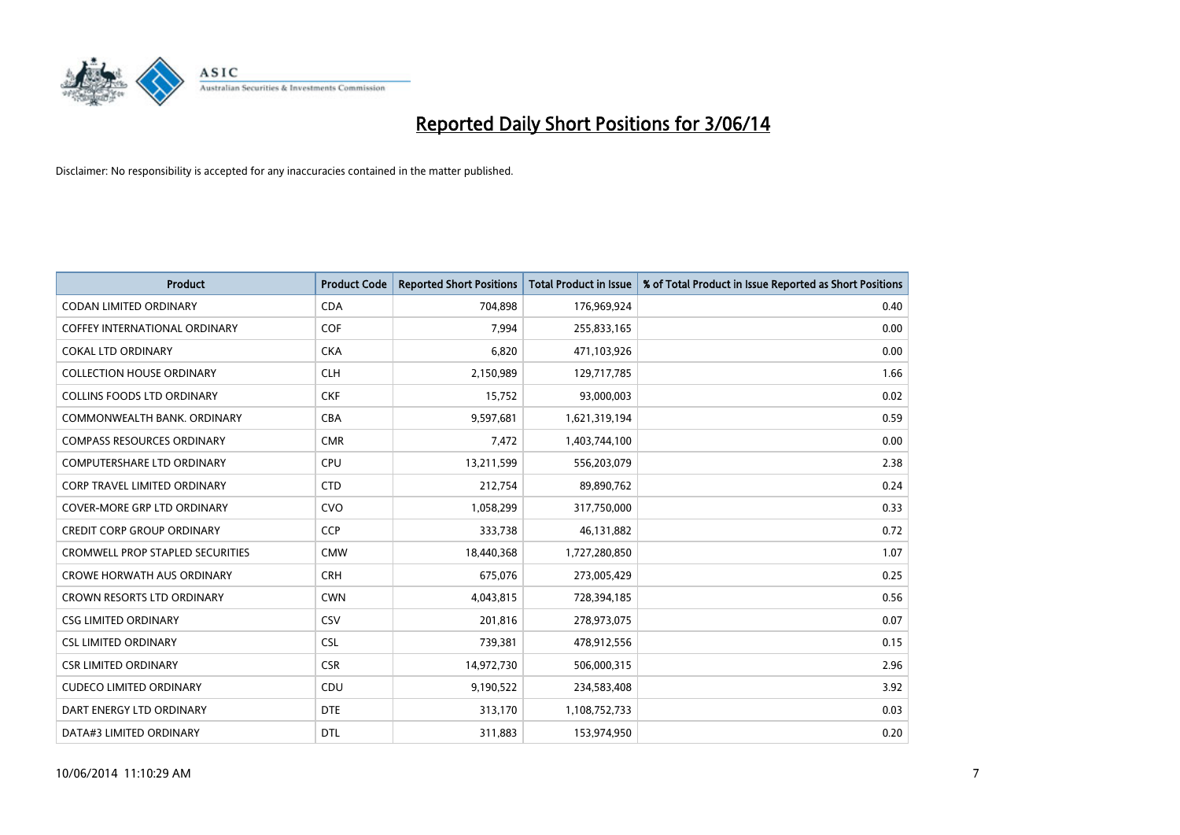# Reported Daily Short Positions for 3/06/14

Disclaimer: No responsibility is accepted for any inaccuracies contained in the matter published.

| Product | Product Code | Reported Short Positions | Total Product in Issue | % of Total Product in Issue Reported as Short Positions |
|---|---|---|---|---|
| CODAN LIMITED ORDINARY | CDA | 704,898 | 176,969,924 | 0.40 |
| COFFEY INTERNATIONAL ORDINARY | COF | 7,994 | 255,833,165 | 0.00 |
| COKAL LTD ORDINARY | CKA | 6,820 | 471,103,926 | 0.00 |
| COLLECTION HOUSE ORDINARY | CLH | 2,150,989 | 129,717,785 | 1.66 |
| COLLINS FOODS LTD ORDINARY | CKF | 15,752 | 93,000,003 | 0.02 |
| COMMONWEALTH BANK. ORDINARY | CBA | 9,597,681 | 1,621,319,194 | 0.59 |
| COMPASS RESOURCES ORDINARY | CMR | 7,472 | 1,403,744,100 | 0.00 |
| COMPUTERSHARE LTD ORDINARY | CPU | 13,211,599 | 556,203,079 | 2.38 |
| CORP TRAVEL LIMITED ORDINARY | CTD | 212,754 | 89,890,762 | 0.24 |
| COVER-MORE GRP LTD ORDINARY | CVO | 1,058,299 | 317,750,000 | 0.33 |
| CREDIT CORP GROUP ORDINARY | CCP | 333,738 | 46,131,882 | 0.72 |
| CROMWELL PROP STAPLED SECURITIES | CMW | 18,440,368 | 1,727,280,850 | 1.07 |
| CROWE HORWATH AUS ORDINARY | CRH | 675,076 | 273,005,429 | 0.25 |
| CROWN RESORTS LTD ORDINARY | CWN | 4,043,815 | 728,394,185 | 0.56 |
| CSG LIMITED ORDINARY | CSV | 201,816 | 278,973,075 | 0.07 |
| CSL LIMITED ORDINARY | CSL | 739,381 | 478,912,556 | 0.15 |
| CSR LIMITED ORDINARY | CSR | 14,972,730 | 506,000,315 | 2.96 |
| CUDECO LIMITED ORDINARY | CDU | 9,190,522 | 234,583,408 | 3.92 |
| DART ENERGY LTD ORDINARY | DTE | 313,170 | 1,108,752,733 | 0.03 |
| DATA#3 LIMITED ORDINARY | DTL | 311,883 | 153,974,950 | 0.20 |

10/06/2014 11:10:29 AM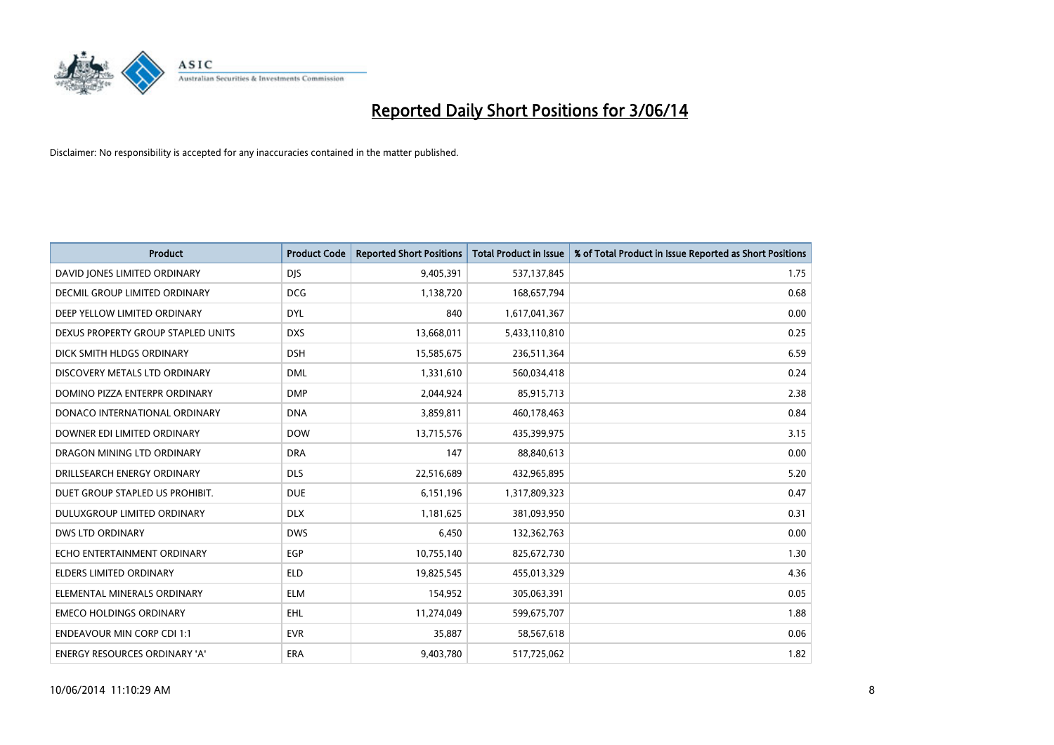# Reported Daily Short Positions for 3/06/14

Disclaimer: No responsibility is accepted for any inaccuracies contained in the matter published.

| Product | Product Code | Reported Short Positions | Total Product in Issue | % of Total Product in Issue Reported as Short Positions |
|---|---|---|---|---|
| DAVID JONES LIMITED ORDINARY | DJS | 9,405,391 | 537,137,845 | 1.75 |
| DECMIL GROUP LIMITED ORDINARY | DCG | 1,138,720 | 168,657,794 | 0.68 |
| DEEP YELLOW LIMITED ORDINARY | DYL | 840 | 1,617,041,367 | 0.00 |
| DEXUS PROPERTY GROUP STAPLED UNITS | DXS | 13,668,011 | 5,433,110,810 | 0.25 |
| DICK SMITH HLDGS ORDINARY | DSH | 15,585,675 | 236,511,364 | 6.59 |
| DISCOVERY METALS LTD ORDINARY | DML | 1,331,610 | 560,034,418 | 0.24 |
| DOMINO PIZZA ENTERPR ORDINARY | DMP | 2,044,924 | 85,915,713 | 2.38 |
| DONACO INTERNATIONAL ORDINARY | DNA | 3,859,811 | 460,178,463 | 0.84 |
| DOWNER EDI LIMITED ORDINARY | DOW | 13,715,576 | 435,399,975 | 3.15 |
| DRAGON MINING LTD ORDINARY | DRA | 147 | 88,840,613 | 0.00 |
| DRILLSEARCH ENERGY ORDINARY | DLS | 22,516,689 | 432,965,895 | 5.20 |
| DUET GROUP STAPLED US PROHIBIT. | DUE | 6,151,196 | 1,317,809,323 | 0.47 |
| DULUXGROUP LIMITED ORDINARY | DLX | 1,181,625 | 381,093,950 | 0.31 |
| DWS LTD ORDINARY | DWS | 6,450 | 132,362,763 | 0.00 |
| ECHO ENTERTAINMENT ORDINARY | EGP | 10,755,140 | 825,672,730 | 1.30 |
| ELDERS LIMITED ORDINARY | ELD | 19,825,545 | 455,013,329 | 4.36 |
| ELEMENTAL MINERALS ORDINARY | ELM | 154,952 | 305,063,391 | 0.05 |
| EMECO HOLDINGS ORDINARY | EHL | 11,274,049 | 599,675,707 | 1.88 |
| ENDEAVOUR MIN CORP CDI 1:1 | EVR | 35,887 | 58,567,618 | 0.06 |
| ENERGY RESOURCES ORDINARY 'A' | ERA | 9,403,780 | 517,725,062 | 1.82 |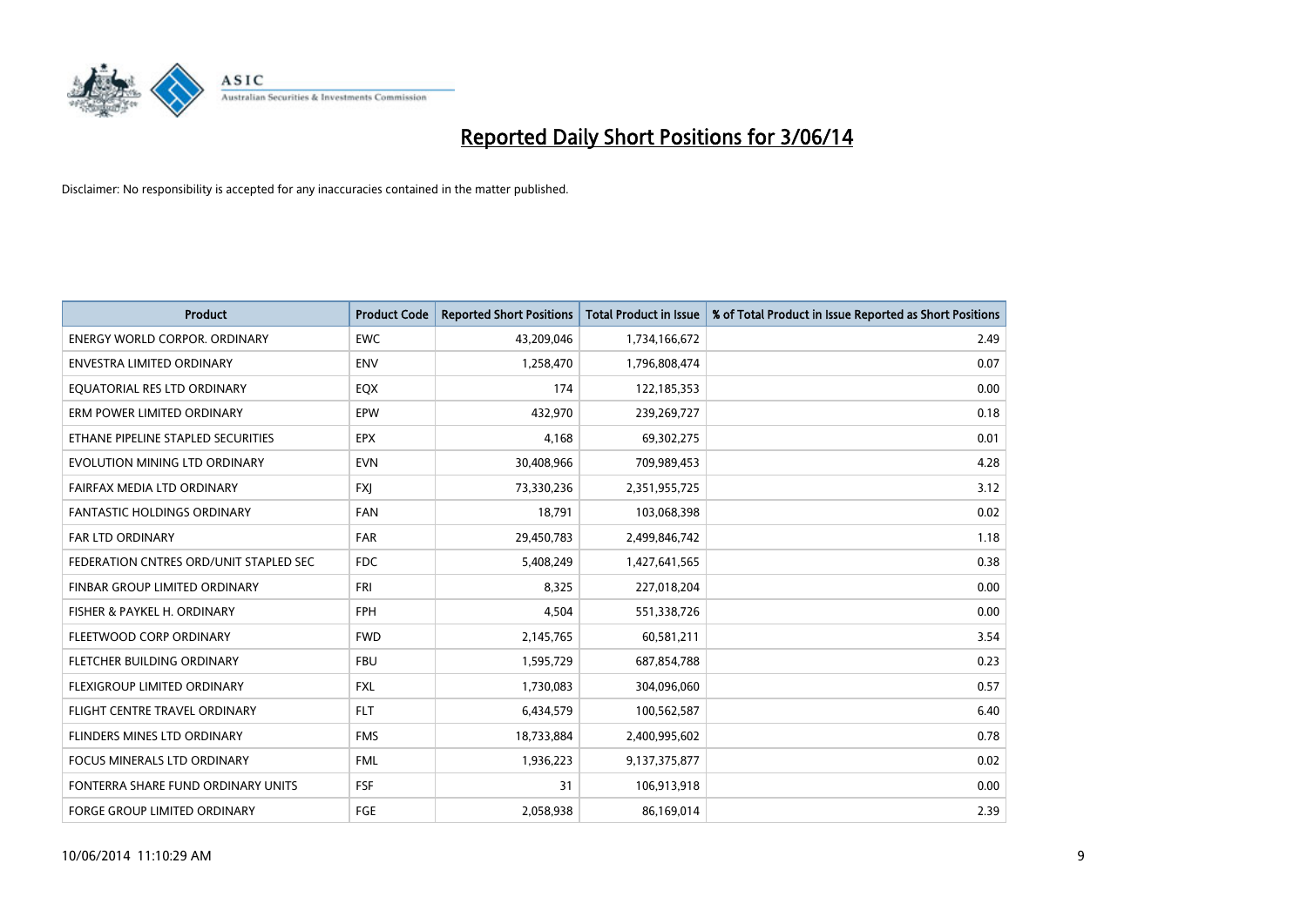# Reported Daily Short Positions for 3/06/14

Disclaimer: No responsibility is accepted for any inaccuracies contained in the matter published.

| Product | Product Code | Reported Short Positions | Total Product in Issue | % of Total Product in Issue Reported as Short Positions |
|---|---|---|---|---|
| ENERGY WORLD CORPOR. ORDINARY | EWC | 43,209,046 | 1,734,166,672 | 2.49 |
| ENVESTRA LIMITED ORDINARY | ENV | 1,258,470 | 1,796,808,474 | 0.07 |
| EQUATORIAL RES LTD ORDINARY | EQX | 174 | 122,185,353 | 0.00 |
| ERM POWER LIMITED ORDINARY | EPW | 432,970 | 239,269,727 | 0.18 |
| ETHANE PIPELINE STAPLED SECURITIES | EPX | 4,168 | 69,302,275 | 0.01 |
| EVOLUTION MINING LTD ORDINARY | EVN | 30,408,966 | 709,989,453 | 4.28 |
| FAIRFAX MEDIA LTD ORDINARY | FXJ | 73,330,236 | 2,351,955,725 | 3.12 |
| FANTASTIC HOLDINGS ORDINARY | FAN | 18,791 | 103,068,398 | 0.02 |
| FAR LTD ORDINARY | FAR | 29,450,783 | 2,499,846,742 | 1.18 |
| FEDERATION CNTRES ORD/UNIT STAPLED SEC | FDC | 5,408,249 | 1,427,641,565 | 0.38 |
| FINBAR GROUP LIMITED ORDINARY | FRI | 8,325 | 227,018,204 | 0.00 |
| FISHER & PAYKEL H. ORDINARY | FPH | 4,504 | 551,338,726 | 0.00 |
| FLEETWOOD CORP ORDINARY | FWD | 2,145,765 | 60,581,211 | 3.54 |
| FLETCHER BUILDING ORDINARY | FBU | 1,595,729 | 687,854,788 | 0.23 |
| FLEXIGROUP LIMITED ORDINARY | FXL | 1,730,083 | 304,096,060 | 0.57 |
| FLIGHT CENTRE TRAVEL ORDINARY | FLT | 6,434,579 | 100,562,587 | 6.40 |
| FLINDERS MINES LTD ORDINARY | FMS | 18,733,884 | 2,400,995,602 | 0.78 |
| FOCUS MINERALS LTD ORDINARY | FML | 1,936,223 | 9,137,375,877 | 0.02 |
| FONTERRA SHARE FUND ORDINARY UNITS | FSF | 31 | 106,913,918 | 0.00 |
| FORGE GROUP LIMITED ORDINARY | FGE | 2,058,938 | 86,169,014 | 2.39 |

10/06/2014 11:10:29 AM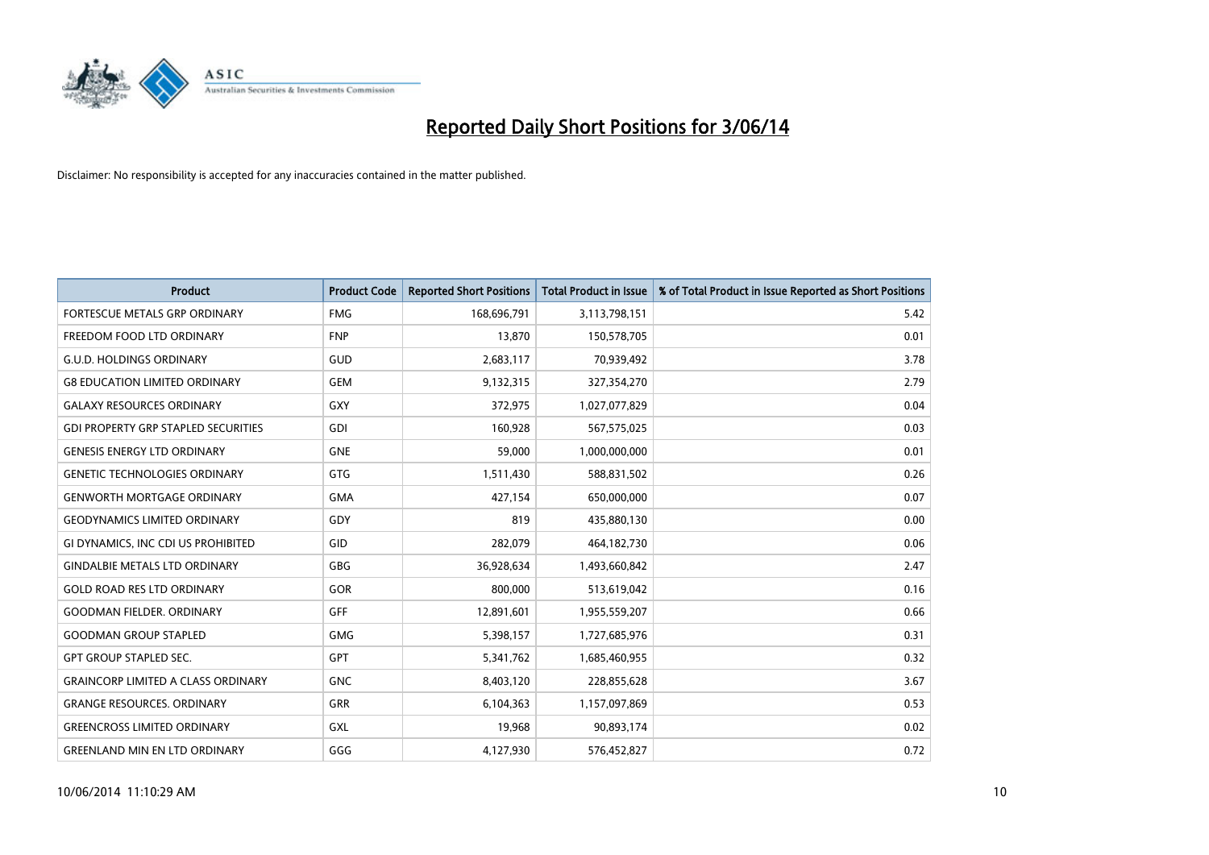# Reported Daily Short Positions for 3/06/14

Disclaimer: No responsibility is accepted for any inaccuracies contained in the matter published.

| Product | Product Code | Reported Short Positions | Total Product in Issue | % of Total Product in Issue Reported as Short Positions |
|---|---|---|---|---|
| FORTESCUE METALS GRP ORDINARY | FMG | 168,696,791 | 3,113,798,151 | 5.42 |
| FREEDOM FOOD LTD ORDINARY | FNP | 13,870 | 150,578,705 | 0.01 |
| G.U.D. HOLDINGS ORDINARY | GUD | 2,683,117 | 70,939,492 | 3.78 |
| G8 EDUCATION LIMITED ORDINARY | GEM | 9,132,315 | 327,354,270 | 2.79 |
| GALAXY RESOURCES ORDINARY | GXY | 372,975 | 1,027,077,829 | 0.04 |
| GDI PROPERTY GRP STAPLED SECURITIES | GDI | 160,928 | 567,575,025 | 0.03 |
| GENESIS ENERGY LTD ORDINARY | GNE | 59,000 | 1,000,000,000 | 0.01 |
| GENETIC TECHNOLOGIES ORDINARY | GTG | 1,511,430 | 588,831,502 | 0.26 |
| GENWORTH MORTGAGE ORDINARY | GMA | 427,154 | 650,000,000 | 0.07 |
| GEODYNAMICS LIMITED ORDINARY | GDY | 819 | 435,880,130 | 0.00 |
| GI DYNAMICS, INC CDI US PROHIBITED | GID | 282,079 | 464,182,730 | 0.06 |
| GINDALBIE METALS LTD ORDINARY | GBG | 36,928,634 | 1,493,660,842 | 2.47 |
| GOLD ROAD RES LTD ORDINARY | GOR | 800,000 | 513,619,042 | 0.16 |
| GOODMAN FIELDER. ORDINARY | GFF | 12,891,601 | 1,955,559,207 | 0.66 |
| GOODMAN GROUP STAPLED | GMG | 5,398,157 | 1,727,685,976 | 0.31 |
| GPT GROUP STAPLED SEC. | GPT | 5,341,762 | 1,685,460,955 | 0.32 |
| GRAINCORP LIMITED A CLASS ORDINARY | GNC | 8,403,120 | 228,855,628 | 3.67 |
| GRANGE RESOURCES. ORDINARY | GRR | 6,104,363 | 1,157,097,869 | 0.53 |
| GREENCROSS LIMITED ORDINARY | GXL | 19,968 | 90,893,174 | 0.02 |
| GREENLAND MIN EN LTD ORDINARY | GGG | 4,127,930 | 576,452,827 | 0.72 |

10/06/2014 11:10:29 AM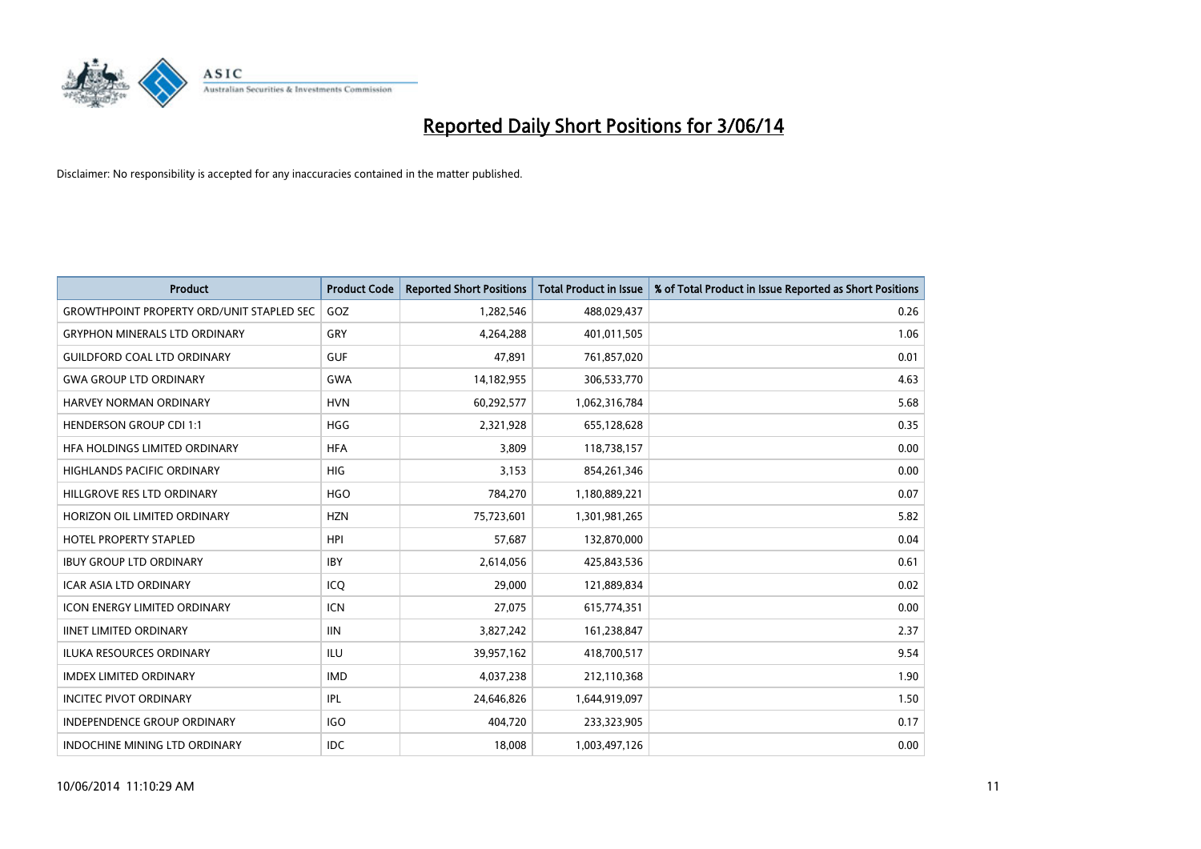# Reported Daily Short Positions for 3/06/14

Disclaimer: No responsibility is accepted for any inaccuracies contained in the matter published.

| Product | Product Code | Reported Short Positions | Total Product in Issue | % of Total Product in Issue Reported as Short Positions |
|---|---|---|---|---|
| GROWTHPOINT PROPERTY ORD/UNIT STAPLED SEC | GOZ | 1,282,546 | 488,029,437 | 0.26 |
| GRYPHON MINERALS LTD ORDINARY | GRY | 4,264,288 | 401,011,505 | 1.06 |
| GUILDFORD COAL LTD ORDINARY | GUF | 47,891 | 761,857,020 | 0.01 |
| GWA GROUP LTD ORDINARY | GWA | 14,182,955 | 306,533,770 | 4.63 |
| HARVEY NORMAN ORDINARY | HVN | 60,292,577 | 1,062,316,784 | 5.68 |
| HENDERSON GROUP CDI 1:1 | HGG | 2,321,928 | 655,128,628 | 0.35 |
| HFA HOLDINGS LIMITED ORDINARY | HFA | 3,809 | 118,738,157 | 0.00 |
| HIGHLANDS PACIFIC ORDINARY | HIG | 3,153 | 854,261,346 | 0.00 |
| HILLGROVE RES LTD ORDINARY | HGO | 784,270 | 1,180,889,221 | 0.07 |
| HORIZON OIL LIMITED ORDINARY | HZN | 75,723,601 | 1,301,981,265 | 5.82 |
| HOTEL PROPERTY STAPLED | HPI | 57,687 | 132,870,000 | 0.04 |
| IBUY GROUP LTD ORDINARY | IBY | 2,614,056 | 425,843,536 | 0.61 |
| ICAR ASIA LTD ORDINARY | ICQ | 29,000 | 121,889,834 | 0.02 |
| ICON ENERGY LIMITED ORDINARY | ICN | 27,075 | 615,774,351 | 0.00 |
| IINET LIMITED ORDINARY | IIN | 3,827,242 | 161,238,847 | 2.37 |
| ILUKA RESOURCES ORDINARY | ILU | 39,957,162 | 418,700,517 | 9.54 |
| IMDEX LIMITED ORDINARY | IMD | 4,037,238 | 212,110,368 | 1.90 |
| INCITEC PIVOT ORDINARY | IPL | 24,646,826 | 1,644,919,097 | 1.50 |
| INDEPENDENCE GROUP ORDINARY | IGO | 404,720 | 233,323,905 | 0.17 |
| INDOCHINE MINING LTD ORDINARY | IDC | 18,008 | 1,003,497,126 | 0.00 |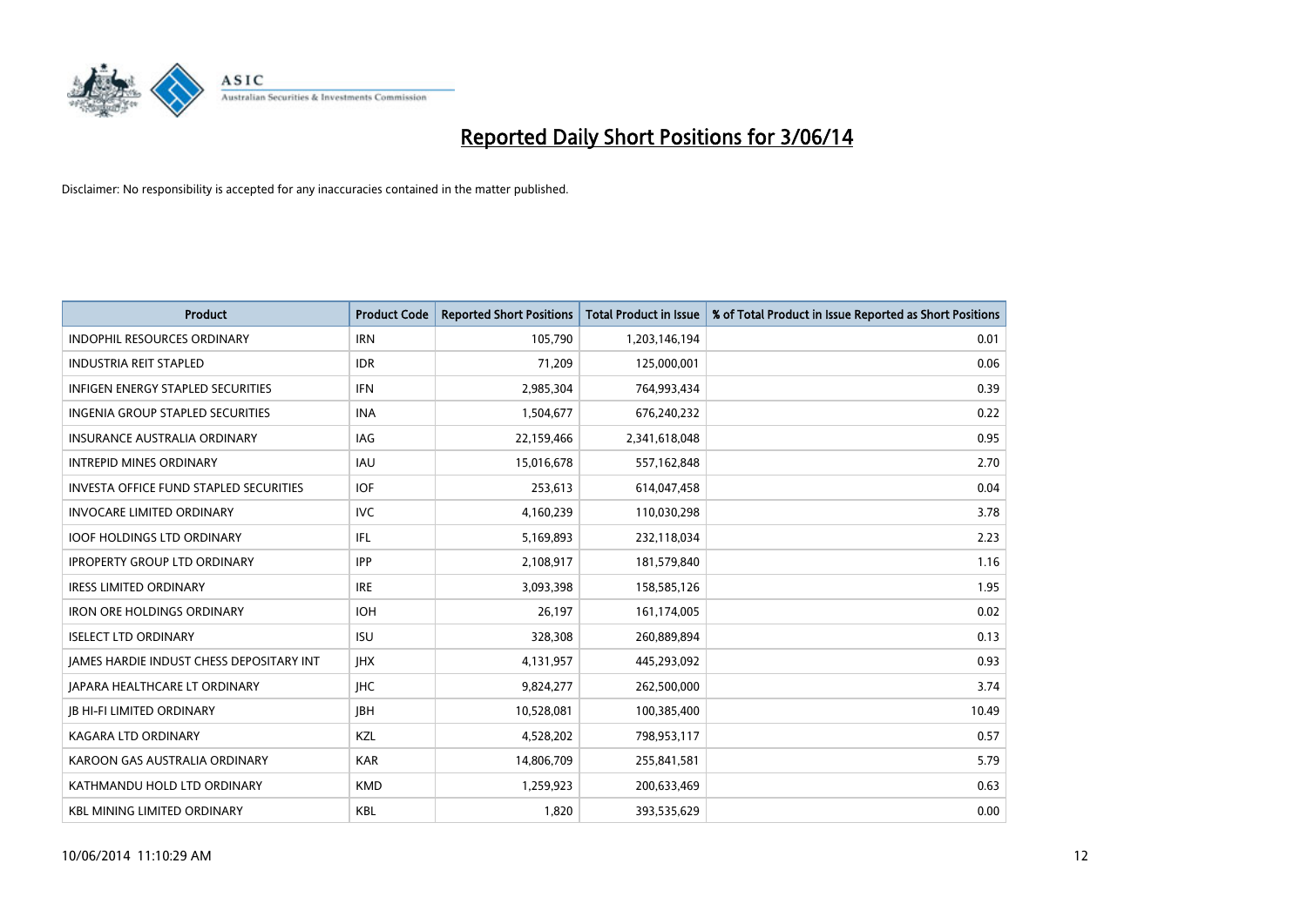# Reported Daily Short Positions for 3/06/14

Disclaimer: No responsibility is accepted for any inaccuracies contained in the matter published.

| Product | Product Code | Reported Short Positions | Total Product in Issue | % of Total Product in Issue Reported as Short Positions |
|---|---|---|---|---|
| INDOPHIL RESOURCES ORDINARY | IRN | 105,790 | 1,203,146,194 | 0.01 |
| INDUSTRIA REIT STAPLED | IDR | 71,209 | 125,000,001 | 0.06 |
| INFIGEN ENERGY STAPLED SECURITIES | IFN | 2,985,304 | 764,993,434 | 0.39 |
| INGENIA GROUP STAPLED SECURITIES | INA | 1,504,677 | 676,240,232 | 0.22 |
| INSURANCE AUSTRALIA ORDINARY | IAG | 22,159,466 | 2,341,618,048 | 0.95 |
| INTREPID MINES ORDINARY | IAU | 15,016,678 | 557,162,848 | 2.70 |
| INVESTA OFFICE FUND STAPLED SECURITIES | IOF | 253,613 | 614,047,458 | 0.04 |
| INVOCARE LIMITED ORDINARY | IVC | 4,160,239 | 110,030,298 | 3.78 |
| IOOF HOLDINGS LTD ORDINARY | IFL | 5,169,893 | 232,118,034 | 2.23 |
| IPROPERTY GROUP LTD ORDINARY | IPP | 2,108,917 | 181,579,840 | 1.16 |
| IRESS LIMITED ORDINARY | IRE | 3,093,398 | 158,585,126 | 1.95 |
| IRON ORE HOLDINGS ORDINARY | IOH | 26,197 | 161,174,005 | 0.02 |
| ISELECT LTD ORDINARY | ISU | 328,308 | 260,889,894 | 0.13 |
| JAMES HARDIE INDUST CHESS DEPOSITARY INT | JHX | 4,131,957 | 445,293,092 | 0.93 |
| JAPARA HEALTHCARE LT ORDINARY | JHC | 9,824,277 | 262,500,000 | 3.74 |
| JB HI-FI LIMITED ORDINARY | JBH | 10,528,081 | 100,385,400 | 10.49 |
| KAGARA LTD ORDINARY | KZL | 4,528,202 | 798,953,117 | 0.57 |
| KAROON GAS AUSTRALIA ORDINARY | KAR | 14,806,709 | 255,841,581 | 5.79 |
| KATHMANDU HOLD LTD ORDINARY | KMD | 1,259,923 | 200,633,469 | 0.63 |
| KBL MINING LIMITED ORDINARY | KBL | 1,820 | 393,535,629 | 0.00 |

10/06/2014 11:10:29 AM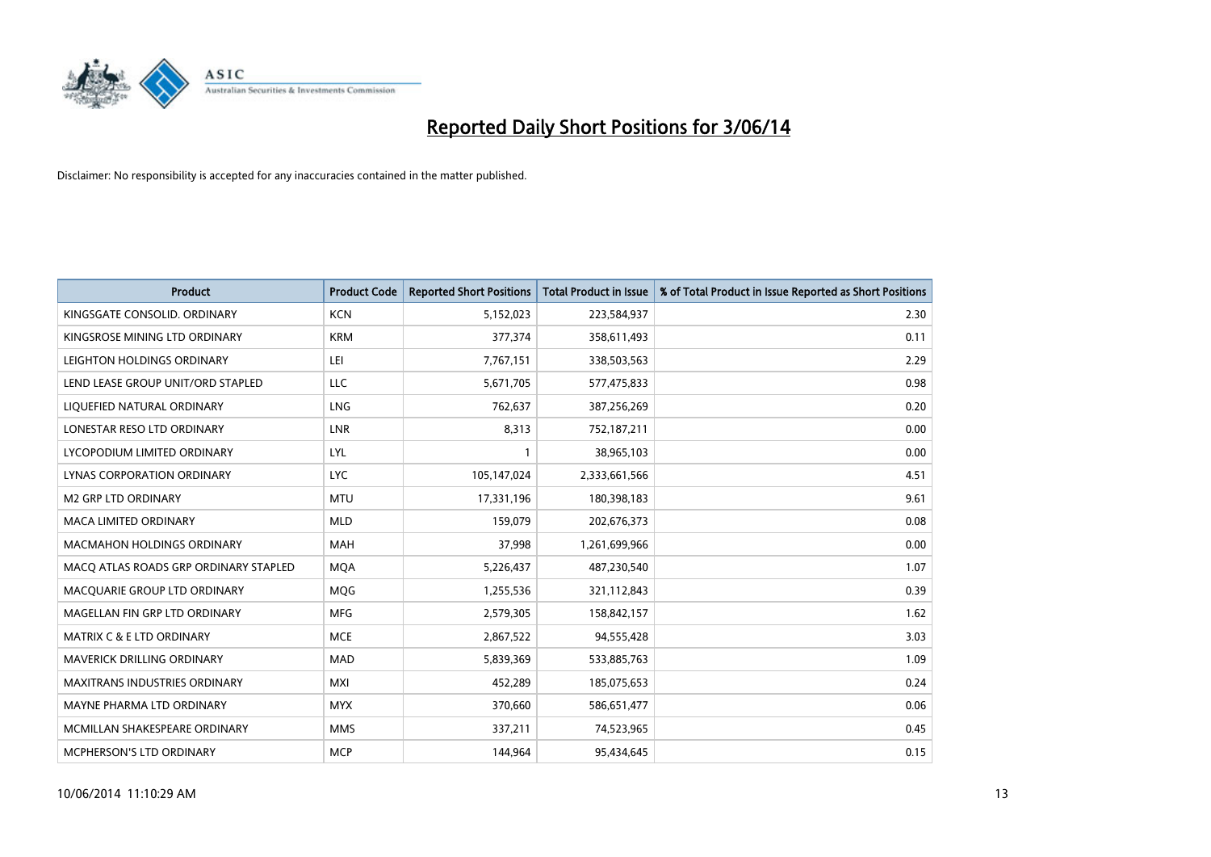# Reported Daily Short Positions for 3/06/14

Disclaimer: No responsibility is accepted for any inaccuracies contained in the matter published.

| Product | Product Code | Reported Short Positions | Total Product in Issue | % of Total Product in Issue Reported as Short Positions |
|---|---|---|---|---|
| KINGSGATE CONSOLID. ORDINARY | KCN | 5,152,023 | 223,584,937 | 2.30 |
| KINGSROSE MINING LTD ORDINARY | KRM | 377,374 | 358,611,493 | 0.11 |
| LEIGHTON HOLDINGS ORDINARY | LEI | 7,767,151 | 338,503,563 | 2.29 |
| LEND LEASE GROUP UNIT/ORD STAPLED | LLC | 5,671,705 | 577,475,833 | 0.98 |
| LIQUEFIED NATURAL ORDINARY | LNG | 762,637 | 387,256,269 | 0.20 |
| LONESTAR RESO LTD ORDINARY | LNR | 8,313 | 752,187,211 | 0.00 |
| LYCOPODIUM LIMITED ORDINARY | LYL | 1 | 38,965,103 | 0.00 |
| LYNAS CORPORATION ORDINARY | LYC | 105,147,024 | 2,333,661,566 | 4.51 |
| M2 GRP LTD ORDINARY | MTU | 17,331,196 | 180,398,183 | 9.61 |
| MACA LIMITED ORDINARY | MLD | 159,079 | 202,676,373 | 0.08 |
| MACMAHON HOLDINGS ORDINARY | MAH | 37,998 | 1,261,699,966 | 0.00 |
| MACQ ATLAS ROADS GRP ORDINARY STAPLED | MQA | 5,226,437 | 487,230,540 | 1.07 |
| MACQUARIE GROUP LTD ORDINARY | MQG | 1,255,536 | 321,112,843 | 0.39 |
| MAGELLAN FIN GRP LTD ORDINARY | MFG | 2,579,305 | 158,842,157 | 1.62 |
| MATRIX C & E LTD ORDINARY | MCE | 2,867,522 | 94,555,428 | 3.03 |
| MAVERICK DRILLING ORDINARY | MAD | 5,839,369 | 533,885,763 | 1.09 |
| MAXITRANS INDUSTRIES ORDINARY | MXI | 452,289 | 185,075,653 | 0.24 |
| MAYNE PHARMA LTD ORDINARY | MYX | 370,660 | 586,651,477 | 0.06 |
| MCMILLAN SHAKESPEARE ORDINARY | MMS | 337,211 | 74,523,965 | 0.45 |
| MCPHERSON'S LTD ORDINARY | MCP | 144,964 | 95,434,645 | 0.15 |

10/06/2014 11:10:29 AM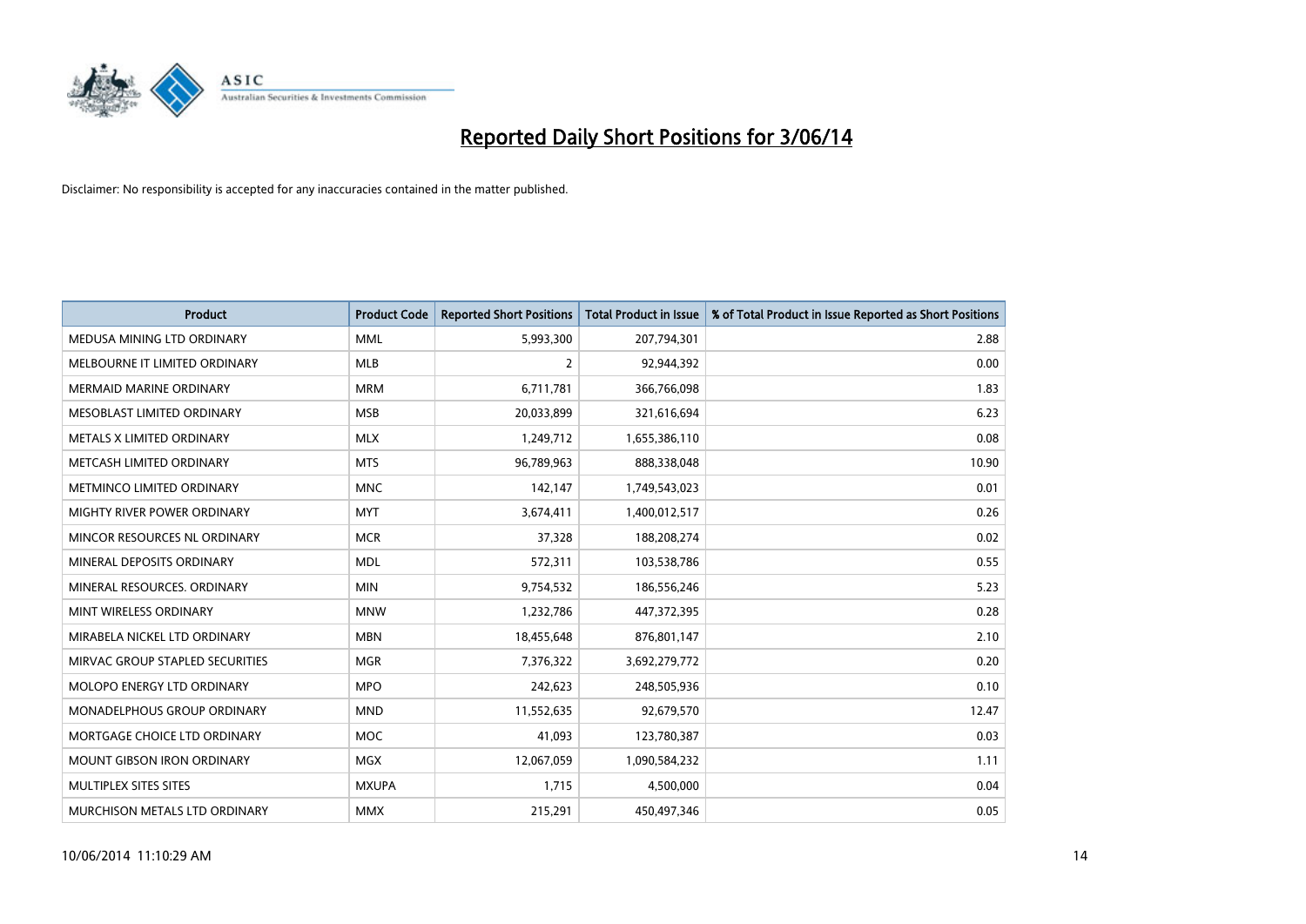# Reported Daily Short Positions for 3/06/14

Disclaimer: No responsibility is accepted for any inaccuracies contained in the matter published.

| Product | Product Code | Reported Short Positions | Total Product in Issue | % of Total Product in Issue Reported as Short Positions |
|---|---|---|---|---|
| MEDUSA MINING LTD ORDINARY | MML | 5,993,300 | 207,794,301 | 2.88 |
| MELBOURNE IT LIMITED ORDINARY | MLB | 2 | 92,944,392 | 0.00 |
| MERMAID MARINE ORDINARY | MRM | 6,711,781 | 366,766,098 | 1.83 |
| MESOBLAST LIMITED ORDINARY | MSB | 20,033,899 | 321,616,694 | 6.23 |
| METALS X LIMITED ORDINARY | MLX | 1,249,712 | 1,655,386,110 | 0.08 |
| METCASH LIMITED ORDINARY | MTS | 96,789,963 | 888,338,048 | 10.90 |
| METMINCO LIMITED ORDINARY | MNC | 142,147 | 1,749,543,023 | 0.01 |
| MIGHTY RIVER POWER ORDINARY | MYT | 3,674,411 | 1,400,012,517 | 0.26 |
| MINCOR RESOURCES NL ORDINARY | MCR | 37,328 | 188,208,274 | 0.02 |
| MINERAL DEPOSITS ORDINARY | MDL | 572,311 | 103,538,786 | 0.55 |
| MINERAL RESOURCES. ORDINARY | MIN | 9,754,532 | 186,556,246 | 5.23 |
| MINT WIRELESS ORDINARY | MNW | 1,232,786 | 447,372,395 | 0.28 |
| MIRABELA NICKEL LTD ORDINARY | MBN | 18,455,648 | 876,801,147 | 2.10 |
| MIRVAC GROUP STAPLED SECURITIES | MGR | 7,376,322 | 3,692,279,772 | 0.20 |
| MOLOPO ENERGY LTD ORDINARY | MPO | 242,623 | 248,505,936 | 0.10 |
| MONADELPHOUS GROUP ORDINARY | MND | 11,552,635 | 92,679,570 | 12.47 |
| MORTGAGE CHOICE LTD ORDINARY | MOC | 41,093 | 123,780,387 | 0.03 |
| MOUNT GIBSON IRON ORDINARY | MGX | 12,067,059 | 1,090,584,232 | 1.11 |
| MULTIPLEX SITES SITES | MXUPA | 1,715 | 4,500,000 | 0.04 |
| MURCHISON METALS LTD ORDINARY | MMX | 215,291 | 450,497,346 | 0.05 |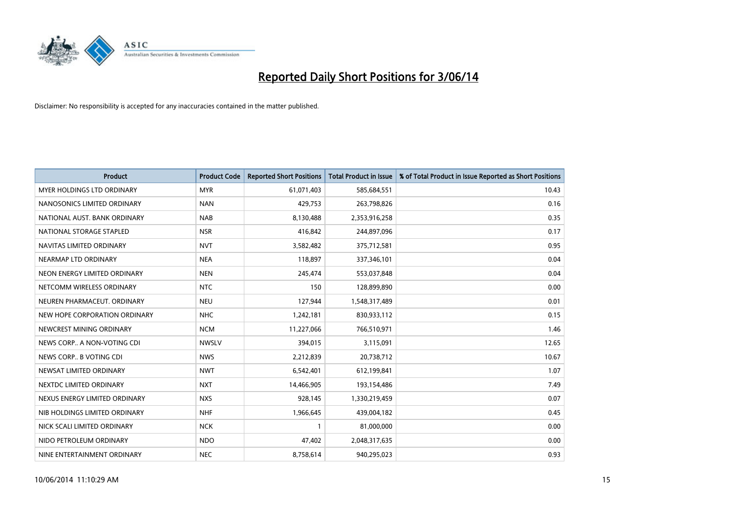# Reported Daily Short Positions for 3/06/14

Disclaimer: No responsibility is accepted for any inaccuracies contained in the matter published.

| Product | Product Code | Reported Short Positions | Total Product in Issue | % of Total Product in Issue Reported as Short Positions |
|---|---|---|---|---|
| MYER HOLDINGS LTD ORDINARY | MYR | 61,071,403 | 585,684,551 | 10.43 |
| NANOSONICS LIMITED ORDINARY | NAN | 429,753 | 263,798,826 | 0.16 |
| NATIONAL AUST. BANK ORDINARY | NAB | 8,130,488 | 2,353,916,258 | 0.35 |
| NATIONAL STORAGE STAPLED | NSR | 416,842 | 244,897,096 | 0.17 |
| NAVITAS LIMITED ORDINARY | NVT | 3,582,482 | 375,712,581 | 0.95 |
| NEARMAP LTD ORDINARY | NEA | 118,897 | 337,346,101 | 0.04 |
| NEON ENERGY LIMITED ORDINARY | NEN | 245,474 | 553,037,848 | 0.04 |
| NETCOMM WIRELESS ORDINARY | NTC | 150 | 128,899,890 | 0.00 |
| NEUREN PHARMACEUT. ORDINARY | NEU | 127,944 | 1,548,317,489 | 0.01 |
| NEW HOPE CORPORATION ORDINARY | NHC | 1,242,181 | 830,933,112 | 0.15 |
| NEWCREST MINING ORDINARY | NCM | 11,227,066 | 766,510,971 | 1.46 |
| NEWS CORP.. A NON-VOTING CDI | NWSLV | 394,015 | 3,115,091 | 12.65 |
| NEWS CORP.. B VOTING CDI | NWS | 2,212,839 | 20,738,712 | 10.67 |
| NEWSAT LIMITED ORDINARY | NWT | 6,542,401 | 612,199,841 | 1.07 |
| NEXTDC LIMITED ORDINARY | NXT | 14,466,905 | 193,154,486 | 7.49 |
| NEXUS ENERGY LIMITED ORDINARY | NXS | 928,145 | 1,330,219,459 | 0.07 |
| NIB HOLDINGS LIMITED ORDINARY | NHF | 1,966,645 | 439,004,182 | 0.45 |
| NICK SCALI LIMITED ORDINARY | NCK | 1 | 81,000,000 | 0.00 |
| NIDO PETROLEUM ORDINARY | NDO | 47,402 | 2,048,317,635 | 0.00 |
| NINE ENTERTAINMENT ORDINARY | NEC | 8,758,614 | 940,295,023 | 0.93 |

10/06/2014 11:10:29 AM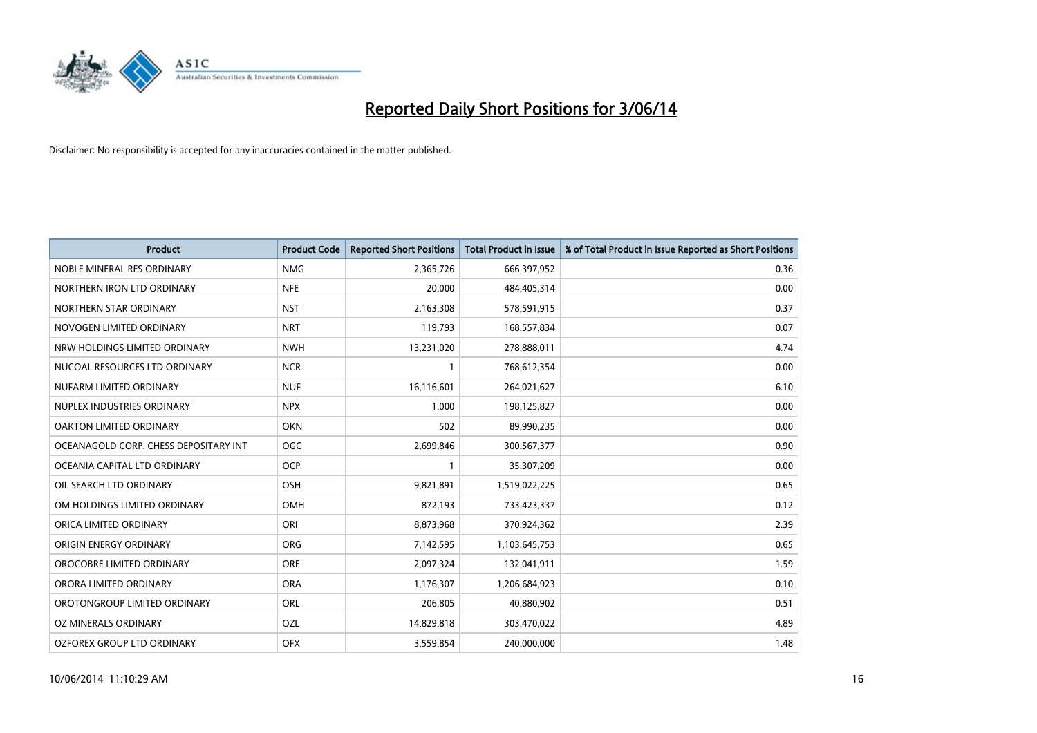# Reported Daily Short Positions for 3/06/14

Disclaimer: No responsibility is accepted for any inaccuracies contained in the matter published.

| Product | Product Code | Reported Short Positions | Total Product in Issue | % of Total Product in Issue Reported as Short Positions |
| --- | --- | --- | --- | --- |
| NOBLE MINERAL RES ORDINARY | NMG | 2,365,726 | 666,397,952 | 0.36 |
| NORTHERN IRON LTD ORDINARY | NFE | 20,000 | 484,405,314 | 0.00 |
| NORTHERN STAR ORDINARY | NST | 2,163,308 | 578,591,915 | 0.37 |
| NOVOGEN LIMITED ORDINARY | NRT | 119,793 | 168,557,834 | 0.07 |
| NRW HOLDINGS LIMITED ORDINARY | NWH | 13,231,020 | 278,888,011 | 4.74 |
| NUCOAL RESOURCES LTD ORDINARY | NCR | 1 | 768,612,354 | 0.00 |
| NUFARM LIMITED ORDINARY | NUF | 16,116,601 | 264,021,627 | 6.10 |
| NUPLEX INDUSTRIES ORDINARY | NPX | 1,000 | 198,125,827 | 0.00 |
| OAKTON LIMITED ORDINARY | OKN | 502 | 89,990,235 | 0.00 |
| OCEANAGOLD CORP. CHESS DEPOSITARY INT | OGC | 2,699,846 | 300,567,377 | 0.90 |
| OCEANIA CAPITAL LTD ORDINARY | OCP | 1 | 35,307,209 | 0.00 |
| OIL SEARCH LTD ORDINARY | OSH | 9,821,891 | 1,519,022,225 | 0.65 |
| OM HOLDINGS LIMITED ORDINARY | OMH | 872,193 | 733,423,337 | 0.12 |
| ORICA LIMITED ORDINARY | ORI | 8,873,968 | 370,924,362 | 2.39 |
| ORIGIN ENERGY ORDINARY | ORG | 7,142,595 | 1,103,645,753 | 0.65 |
| OROCOBRE LIMITED ORDINARY | ORE | 2,097,324 | 132,041,911 | 1.59 |
| ORORA LIMITED ORDINARY | ORA | 1,176,307 | 1,206,684,923 | 0.10 |
| OROTONGROUP LIMITED ORDINARY | ORL | 206,805 | 40,880,902 | 0.51 |
| OZ MINERALS ORDINARY | OZL | 14,829,818 | 303,470,022 | 4.89 |
| OZFOREX GROUP LTD ORDINARY | OFX | 3,559,854 | 240,000,000 | 1.48 |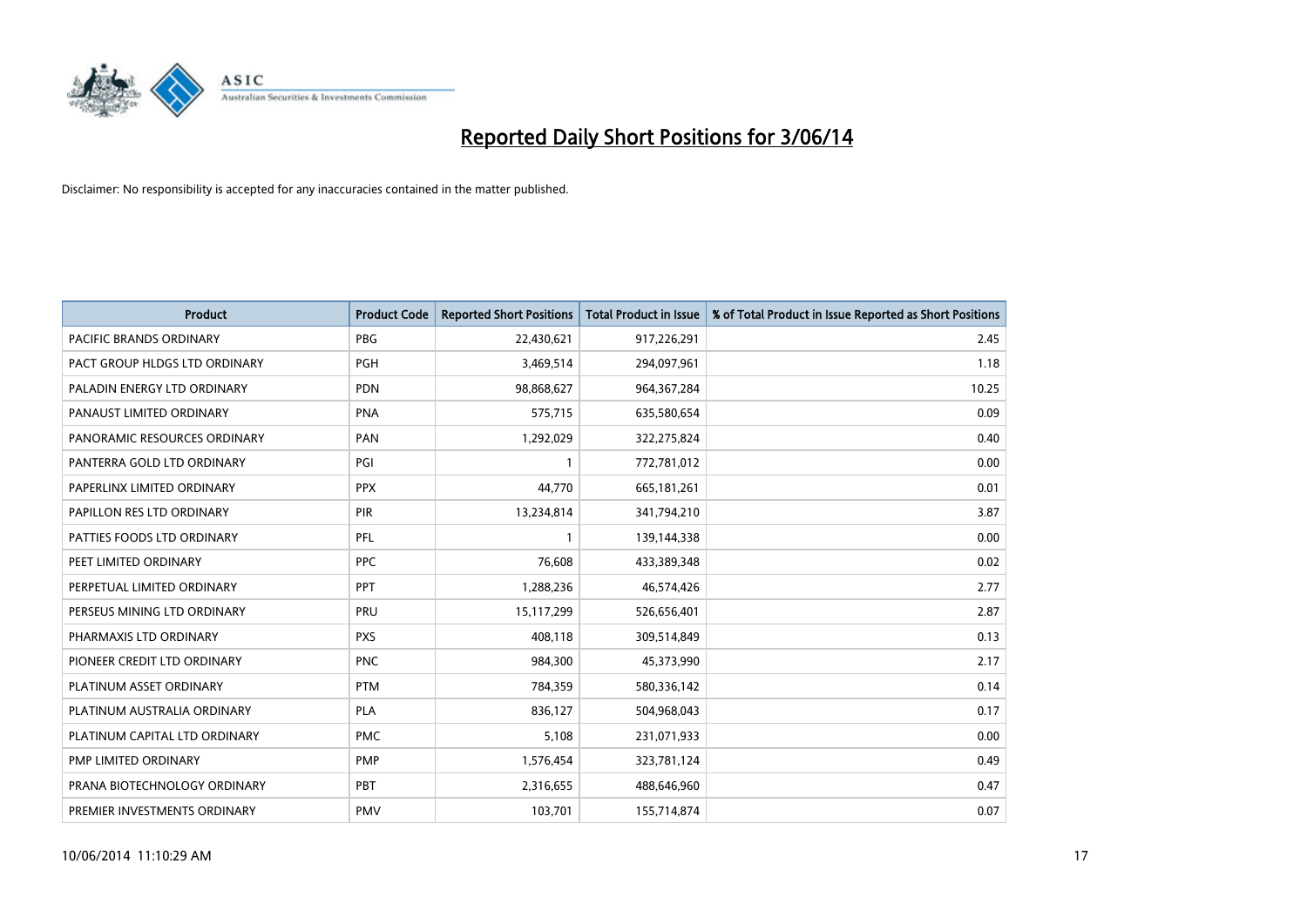# Reported Daily Short Positions for 3/06/14

Disclaimer: No responsibility is accepted for any inaccuracies contained in the matter published.

| Product | Product Code | Reported Short Positions | Total Product in Issue | % of Total Product in Issue Reported as Short Positions |
|---|---|---|---|---|
| PACIFIC BRANDS ORDINARY | PBG | 22,430,621 | 917,226,291 | 2.45 |
| PACT GROUP HLDGS LTD ORDINARY | PGH | 3,469,514 | 294,097,961 | 1.18 |
| PALADIN ENERGY LTD ORDINARY | PDN | 98,868,627 | 964,367,284 | 10.25 |
| PANAUST LIMITED ORDINARY | PNA | 575,715 | 635,580,654 | 0.09 |
| PANORAMIC RESOURCES ORDINARY | PAN | 1,292,029 | 322,275,824 | 0.40 |
| PANTERRA GOLD LTD ORDINARY | PGI | 1 | 772,781,012 | 0.00 |
| PAPERLINX LIMITED ORDINARY | PPX | 44,770 | 665,181,261 | 0.01 |
| PAPILLON RES LTD ORDINARY | PIR | 13,234,814 | 341,794,210 | 3.87 |
| PATTIES FOODS LTD ORDINARY | PFL | 1 | 139,144,338 | 0.00 |
| PEET LIMITED ORDINARY | PPC | 76,608 | 433,389,348 | 0.02 |
| PERPETUAL LIMITED ORDINARY | PPT | 1,288,236 | 46,574,426 | 2.77 |
| PERSEUS MINING LTD ORDINARY | PRU | 15,117,299 | 526,656,401 | 2.87 |
| PHARMAXIS LTD ORDINARY | PXS | 408,118 | 309,514,849 | 0.13 |
| PIONEER CREDIT LTD ORDINARY | PNC | 984,300 | 45,373,990 | 2.17 |
| PLATINUM ASSET ORDINARY | PTM | 784,359 | 580,336,142 | 0.14 |
| PLATINUM AUSTRALIA ORDINARY | PLA | 836,127 | 504,968,043 | 0.17 |
| PLATINUM CAPITAL LTD ORDINARY | PMC | 5,108 | 231,071,933 | 0.00 |
| PMP LIMITED ORDINARY | PMP | 1,576,454 | 323,781,124 | 0.49 |
| PRANA BIOTECHNOLOGY ORDINARY | PBT | 2,316,655 | 488,646,960 | 0.47 |
| PREMIER INVESTMENTS ORDINARY | PMV | 103,701 | 155,714,874 | 0.07 |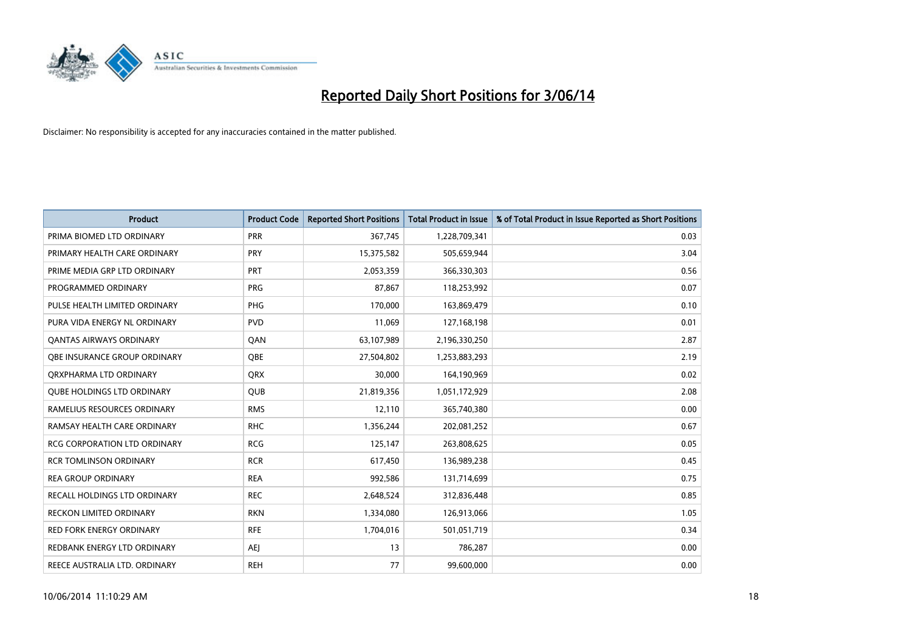# Reported Daily Short Positions for 3/06/14

Disclaimer: No responsibility is accepted for any inaccuracies contained in the matter published.

| Product | Product Code | Reported Short Positions | Total Product in Issue | % of Total Product in Issue Reported as Short Positions |
|---|---|---|---|---|
| PRIMA BIOMED LTD ORDINARY | PRR | 367,745 | 1,228,709,341 | 0.03 |
| PRIMARY HEALTH CARE ORDINARY | PRY | 15,375,582 | 505,659,944 | 3.04 |
| PRIME MEDIA GRP LTD ORDINARY | PRT | 2,053,359 | 366,330,303 | 0.56 |
| PROGRAMMED ORDINARY | PRG | 87,867 | 118,253,992 | 0.07 |
| PULSE HEALTH LIMITED ORDINARY | PHG | 170,000 | 163,869,479 | 0.10 |
| PURA VIDA ENERGY NL ORDINARY | PVD | 11,069 | 127,168,198 | 0.01 |
| QANTAS AIRWAYS ORDINARY | QAN | 63,107,989 | 2,196,330,250 | 2.87 |
| QBE INSURANCE GROUP ORDINARY | QBE | 27,504,802 | 1,253,883,293 | 2.19 |
| QRXPHARMA LTD ORDINARY | QRX | 30,000 | 164,190,969 | 0.02 |
| QUBE HOLDINGS LTD ORDINARY | QUB | 21,819,356 | 1,051,172,929 | 2.08 |
| RAMELIUS RESOURCES ORDINARY | RMS | 12,110 | 365,740,380 | 0.00 |
| RAMSAY HEALTH CARE ORDINARY | RHC | 1,356,244 | 202,081,252 | 0.67 |
| RCG CORPORATION LTD ORDINARY | RCG | 125,147 | 263,808,625 | 0.05 |
| RCR TOMLINSON ORDINARY | RCR | 617,450 | 136,989,238 | 0.45 |
| REA GROUP ORDINARY | REA | 992,586 | 131,714,699 | 0.75 |
| RECALL HOLDINGS LTD ORDINARY | REC | 2,648,524 | 312,836,448 | 0.85 |
| RECKON LIMITED ORDINARY | RKN | 1,334,080 | 126,913,066 | 1.05 |
| RED FORK ENERGY ORDINARY | RFE | 1,704,016 | 501,051,719 | 0.34 |
| REDBANK ENERGY LTD ORDINARY | AEJ | 13 | 786,287 | 0.00 |
| REECE AUSTRALIA LTD. ORDINARY | REH | 77 | 99,600,000 | 0.00 |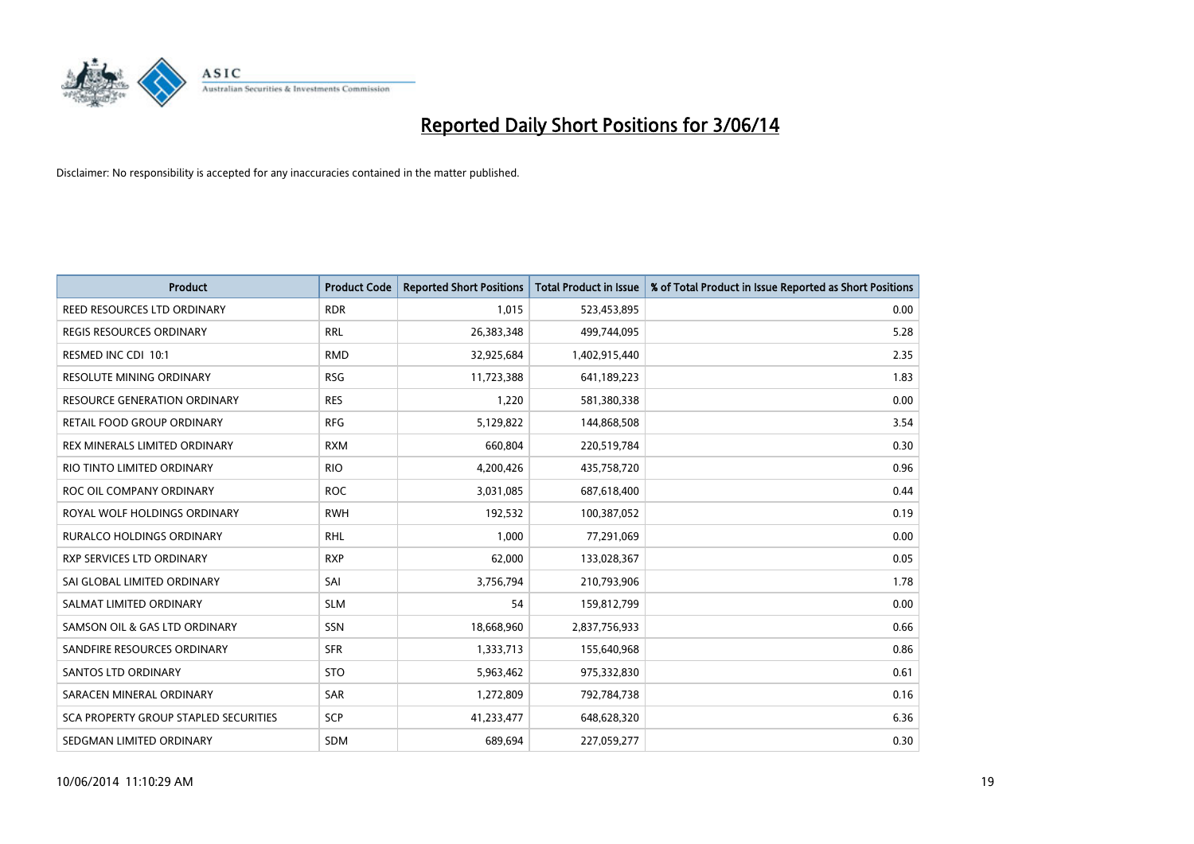# Reported Daily Short Positions for 3/06/14

Disclaimer: No responsibility is accepted for any inaccuracies contained in the matter published.

| Product | Product Code | Reported Short Positions | Total Product in Issue | % of Total Product in Issue Reported as Short Positions |
|---|---|---|---|---|
| REED RESOURCES LTD ORDINARY | RDR | 1,015 | 523,453,895 | 0.00 |
| REGIS RESOURCES ORDINARY | RRL | 26,383,348 | 499,744,095 | 5.28 |
| RESMED INC CDI 10:1 | RMD | 32,925,684 | 1,402,915,440 | 2.35 |
| RESOLUTE MINING ORDINARY | RSG | 11,723,388 | 641,189,223 | 1.83 |
| RESOURCE GENERATION ORDINARY | RES | 1,220 | 581,380,338 | 0.00 |
| RETAIL FOOD GROUP ORDINARY | RFG | 5,129,822 | 144,868,508 | 3.54 |
| REX MINERALS LIMITED ORDINARY | RXM | 660,804 | 220,519,784 | 0.30 |
| RIO TINTO LIMITED ORDINARY | RIO | 4,200,426 | 435,758,720 | 0.96 |
| ROC OIL COMPANY ORDINARY | ROC | 3,031,085 | 687,618,400 | 0.44 |
| ROYAL WOLF HOLDINGS ORDINARY | RWH | 192,532 | 100,387,052 | 0.19 |
| RURALCO HOLDINGS ORDINARY | RHL | 1,000 | 77,291,069 | 0.00 |
| RXP SERVICES LTD ORDINARY | RXP | 62,000 | 133,028,367 | 0.05 |
| SAI GLOBAL LIMITED ORDINARY | SAI | 3,756,794 | 210,793,906 | 1.78 |
| SALMAT LIMITED ORDINARY | SLM | 54 | 159,812,799 | 0.00 |
| SAMSON OIL & GAS LTD ORDINARY | SSN | 18,668,960 | 2,837,756,933 | 0.66 |
| SANDFIRE RESOURCES ORDINARY | SFR | 1,333,713 | 155,640,968 | 0.86 |
| SANTOS LTD ORDINARY | STO | 5,963,462 | 975,332,830 | 0.61 |
| SARACEN MINERAL ORDINARY | SAR | 1,272,809 | 792,784,738 | 0.16 |
| SCA PROPERTY GROUP STAPLED SECURITIES | SCP | 41,233,477 | 648,628,320 | 6.36 |
| SEDGMAN LIMITED ORDINARY | SDM | 689,694 | 227,059,277 | 0.30 |

10/06/2014 11:10:29 AM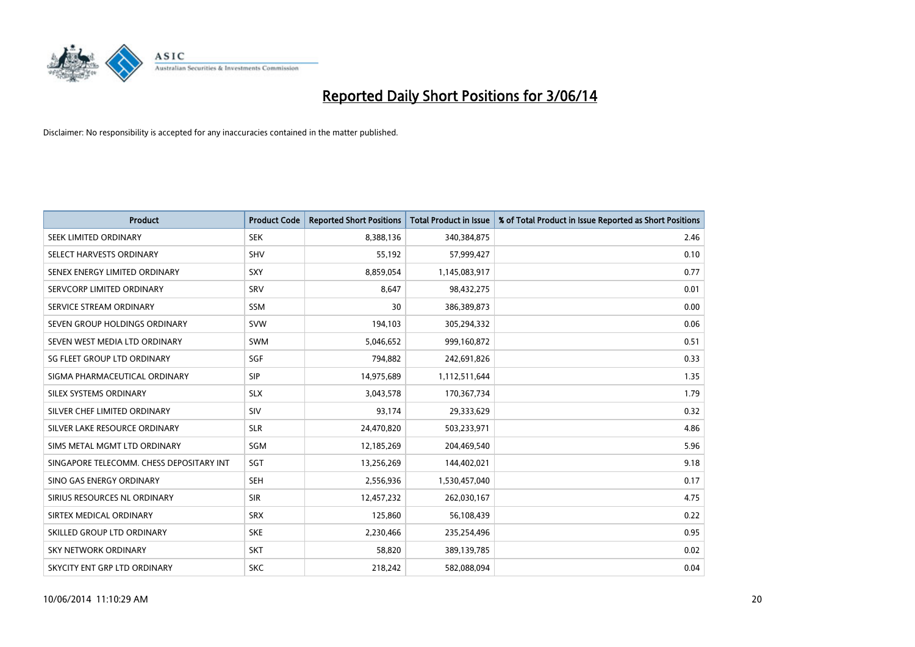# Reported Daily Short Positions for 3/06/14

Disclaimer: No responsibility is accepted for any inaccuracies contained in the matter published.

| Product | Product Code | Reported Short Positions | Total Product in Issue | % of Total Product in Issue Reported as Short Positions |
|---|---|---|---|---|
| SEEK LIMITED ORDINARY | SEK | 8,388,136 | 340,384,875 | 2.46 |
| SELECT HARVESTS ORDINARY | SHV | 55,192 | 57,999,427 | 0.10 |
| SENEX ENERGY LIMITED ORDINARY | SXY | 8,859,054 | 1,145,083,917 | 0.77 |
| SERVCORP LIMITED ORDINARY | SRV | 8,647 | 98,432,275 | 0.01 |
| SERVICE STREAM ORDINARY | SSM | 30 | 386,389,873 | 0.00 |
| SEVEN GROUP HOLDINGS ORDINARY | SVW | 194,103 | 305,294,332 | 0.06 |
| SEVEN WEST MEDIA LTD ORDINARY | SWM | 5,046,652 | 999,160,872 | 0.51 |
| SG FLEET GROUP LTD ORDINARY | SGF | 794,882 | 242,691,826 | 0.33 |
| SIGMA PHARMACEUTICAL ORDINARY | SIP | 14,975,689 | 1,112,511,644 | 1.35 |
| SILEX SYSTEMS ORDINARY | SLX | 3,043,578 | 170,367,734 | 1.79 |
| SILVER CHEF LIMITED ORDINARY | SIV | 93,174 | 29,333,629 | 0.32 |
| SILVER LAKE RESOURCE ORDINARY | SLR | 24,470,820 | 503,233,971 | 4.86 |
| SIMS METAL MGMT LTD ORDINARY | SGM | 12,185,269 | 204,469,540 | 5.96 |
| SINGAPORE TELECOMM. CHESS DEPOSITARY INT | SGT | 13,256,269 | 144,402,021 | 9.18 |
| SINO GAS ENERGY ORDINARY | SEH | 2,556,936 | 1,530,457,040 | 0.17 |
| SIRIUS RESOURCES NL ORDINARY | SIR | 12,457,232 | 262,030,167 | 4.75 |
| SIRTEX MEDICAL ORDINARY | SRX | 125,860 | 56,108,439 | 0.22 |
| SKILLED GROUP LTD ORDINARY | SKE | 2,230,466 | 235,254,496 | 0.95 |
| SKY NETWORK ORDINARY | SKT | 58,820 | 389,139,785 | 0.02 |
| SKYCITY ENT GRP LTD ORDINARY | SKC | 218,242 | 582,088,094 | 0.04 |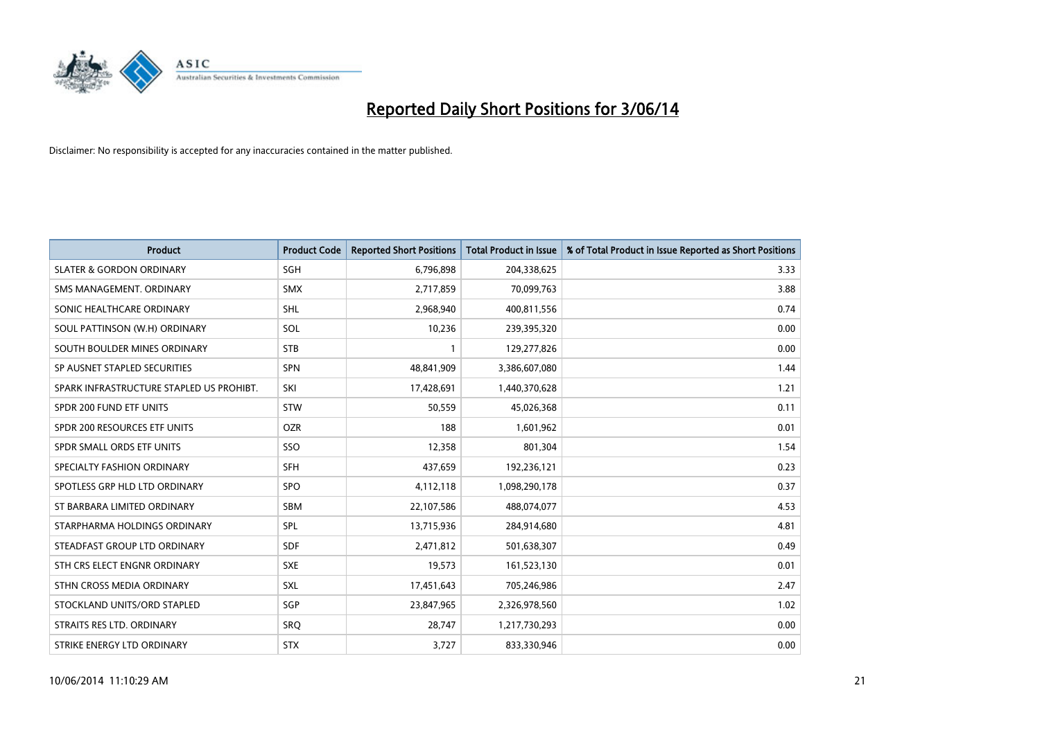# Reported Daily Short Positions for 3/06/14

Disclaimer: No responsibility is accepted for any inaccuracies contained in the matter published.

| Product | Product Code | Reported Short Positions | Total Product in Issue | % of Total Product in Issue Reported as Short Positions |
|---|---|---|---|---|
| SLATER & GORDON ORDINARY | SGH | 6,796,898 | 204,338,625 | 3.33 |
| SMS MANAGEMENT. ORDINARY | SMX | 2,717,859 | 70,099,763 | 3.88 |
| SONIC HEALTHCARE ORDINARY | SHL | 2,968,940 | 400,811,556 | 0.74 |
| SOUL PATTINSON (W.H) ORDINARY | SOL | 10,236 | 239,395,320 | 0.00 |
| SOUTH BOULDER MINES ORDINARY | STB | 1 | 129,277,826 | 0.00 |
| SP AUSNET STAPLED SECURITIES | SPN | 48,841,909 | 3,386,607,080 | 1.44 |
| SPARK INFRASTRUCTURE STAPLED US PROHIBT. | SKI | 17,428,691 | 1,440,370,628 | 1.21 |
| SPDR 200 FUND ETF UNITS | STW | 50,559 | 45,026,368 | 0.11 |
| SPDR 200 RESOURCES ETF UNITS | OZR | 188 | 1,601,962 | 0.01 |
| SPDR SMALL ORDS ETF UNITS | SSO | 12,358 | 801,304 | 1.54 |
| SPECIALTY FASHION ORDINARY | SFH | 437,659 | 192,236,121 | 0.23 |
| SPOTLESS GRP HLD LTD ORDINARY | SPO | 4,112,118 | 1,098,290,178 | 0.37 |
| ST BARBARA LIMITED ORDINARY | SBM | 22,107,586 | 488,074,077 | 4.53 |
| STARPHARMA HOLDINGS ORDINARY | SPL | 13,715,936 | 284,914,680 | 4.81 |
| STEADFAST GROUP LTD ORDINARY | SDF | 2,471,812 | 501,638,307 | 0.49 |
| STH CRS ELECT ENGNR ORDINARY | SXE | 19,573 | 161,523,130 | 0.01 |
| STHN CROSS MEDIA ORDINARY | SXL | 17,451,643 | 705,246,986 | 2.47 |
| STOCKLAND UNITS/ORD STAPLED | SGP | 23,847,965 | 2,326,978,560 | 1.02 |
| STRAITS RES LTD. ORDINARY | SRQ | 28,747 | 1,217,730,293 | 0.00 |
| STRIKE ENERGY LTD ORDINARY | STX | 3,727 | 833,330,946 | 0.00 |

10/06/2014 11:10:29 AM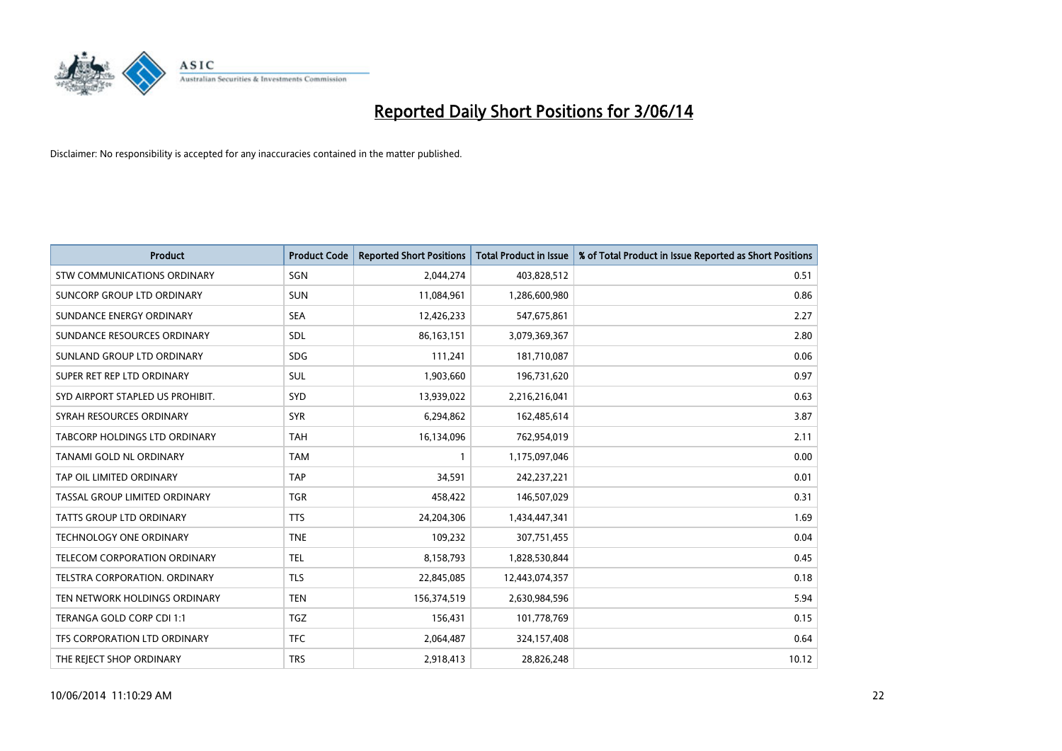# Reported Daily Short Positions for 3/06/14

Disclaimer: No responsibility is accepted for any inaccuracies contained in the matter published.

| Product | Product Code | Reported Short Positions | Total Product in Issue | % of Total Product in Issue Reported as Short Positions |
|---|---|---|---|---|
| STW COMMUNICATIONS ORDINARY | SGN | 2,044,274 | 403,828,512 | 0.51 |
| SUNCORP GROUP LTD ORDINARY | SUN | 11,084,961 | 1,286,600,980 | 0.86 |
| SUNDANCE ENERGY ORDINARY | SEA | 12,426,233 | 547,675,861 | 2.27 |
| SUNDANCE RESOURCES ORDINARY | SDL | 86,163,151 | 3,079,369,367 | 2.80 |
| SUNLAND GROUP LTD ORDINARY | SDG | 111,241 | 181,710,087 | 0.06 |
| SUPER RET REP LTD ORDINARY | SUL | 1,903,660 | 196,731,620 | 0.97 |
| SYD AIRPORT STAPLED US PROHIBIT. | SYD | 13,939,022 | 2,216,216,041 | 0.63 |
| SYRAH RESOURCES ORDINARY | SYR | 6,294,862 | 162,485,614 | 3.87 |
| TABCORP HOLDINGS LTD ORDINARY | TAH | 16,134,096 | 762,954,019 | 2.11 |
| TANAMI GOLD NL ORDINARY | TAM | 1 | 1,175,097,046 | 0.00 |
| TAP OIL LIMITED ORDINARY | TAP | 34,591 | 242,237,221 | 0.01 |
| TASSAL GROUP LIMITED ORDINARY | TGR | 458,422 | 146,507,029 | 0.31 |
| TATTS GROUP LTD ORDINARY | TTS | 24,204,306 | 1,434,447,341 | 1.69 |
| TECHNOLOGY ONE ORDINARY | TNE | 109,232 | 307,751,455 | 0.04 |
| TELECOM CORPORATION ORDINARY | TEL | 8,158,793 | 1,828,530,844 | 0.45 |
| TELSTRA CORPORATION. ORDINARY | TLS | 22,845,085 | 12,443,074,357 | 0.18 |
| TEN NETWORK HOLDINGS ORDINARY | TEN | 156,374,519 | 2,630,984,596 | 5.94 |
| TERANGA GOLD CORP CDI 1:1 | TGZ | 156,431 | 101,778,769 | 0.15 |
| TFS CORPORATION LTD ORDINARY | TFC | 2,064,487 | 324,157,408 | 0.64 |
| THE REJECT SHOP ORDINARY | TRS | 2,918,413 | 28,826,248 | 10.12 |

10/06/2014 11:10:29 AM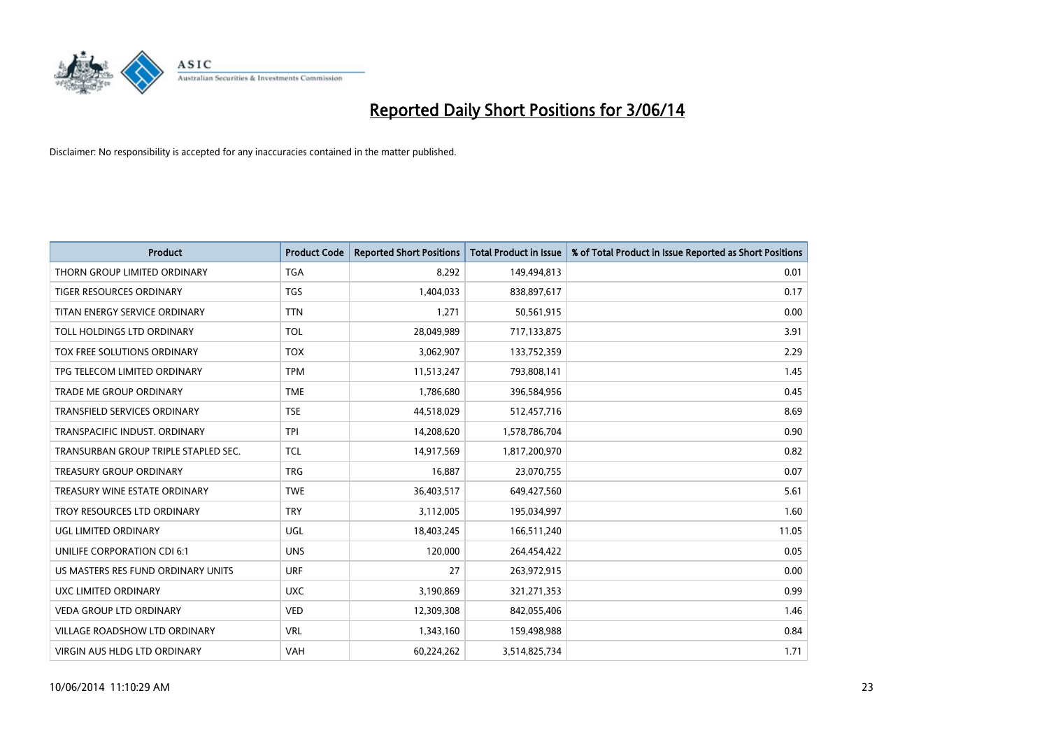# Reported Daily Short Positions for 3/06/14

Disclaimer: No responsibility is accepted for any inaccuracies contained in the matter published.

| Product | Product Code | Reported Short Positions | Total Product in Issue | % of Total Product in Issue Reported as Short Positions |
|---|---|---|---|---|
| THORN GROUP LIMITED ORDINARY | TGA | 8,292 | 149,494,813 | 0.01 |
| TIGER RESOURCES ORDINARY | TGS | 1,404,033 | 838,897,617 | 0.17 |
| TITAN ENERGY SERVICE ORDINARY | TTN | 1,271 | 50,561,915 | 0.00 |
| TOLL HOLDINGS LTD ORDINARY | TOL | 28,049,989 | 717,133,875 | 3.91 |
| TOX FREE SOLUTIONS ORDINARY | TOX | 3,062,907 | 133,752,359 | 2.29 |
| TPG TELECOM LIMITED ORDINARY | TPM | 11,513,247 | 793,808,141 | 1.45 |
| TRADE ME GROUP ORDINARY | TME | 1,786,680 | 396,584,956 | 0.45 |
| TRANSFIELD SERVICES ORDINARY | TSE | 44,518,029 | 512,457,716 | 8.69 |
| TRANSPACIFIC INDUST. ORDINARY | TPI | 14,208,620 | 1,578,786,704 | 0.90 |
| TRANSURBAN GROUP TRIPLE STAPLED SEC. | TCL | 14,917,569 | 1,817,200,970 | 0.82 |
| TREASURY GROUP ORDINARY | TRG | 16,887 | 23,070,755 | 0.07 |
| TREASURY WINE ESTATE ORDINARY | TWE | 36,403,517 | 649,427,560 | 5.61 |
| TROY RESOURCES LTD ORDINARY | TRY | 3,112,005 | 195,034,997 | 1.60 |
| UGL LIMITED ORDINARY | UGL | 18,403,245 | 166,511,240 | 11.05 |
| UNILIFE CORPORATION CDI 6:1 | UNS | 120,000 | 264,454,422 | 0.05 |
| US MASTERS RES FUND ORDINARY UNITS | URF | 27 | 263,972,915 | 0.00 |
| UXC LIMITED ORDINARY | UXC | 3,190,869 | 321,271,353 | 0.99 |
| VEDA GROUP LTD ORDINARY | VED | 12,309,308 | 842,055,406 | 1.46 |
| VILLAGE ROADSHOW LTD ORDINARY | VRL | 1,343,160 | 159,498,988 | 0.84 |
| VIRGIN AUS HLDG LTD ORDINARY | VAH | 60,224,262 | 3,514,825,734 | 1.71 |

10/06/2014 11:10:29 AM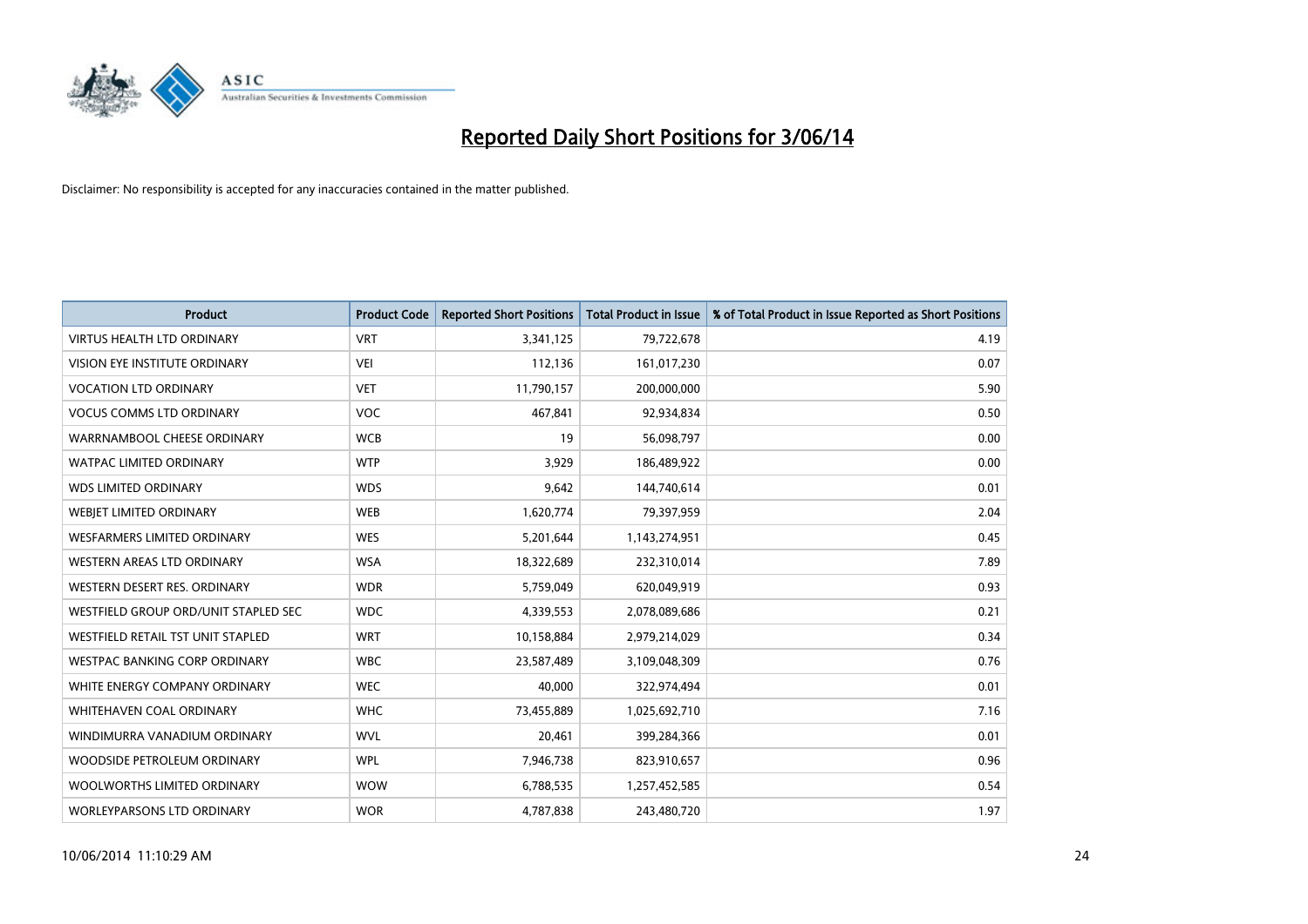# Reported Daily Short Positions for 3/06/14

Disclaimer: No responsibility is accepted for any inaccuracies contained in the matter published.

| Product | Product Code | Reported Short Positions | Total Product in Issue | % of Total Product in Issue Reported as Short Positions |
|---|---|---|---|---|
| VIRTUS HEALTH LTD ORDINARY | VRT | 3,341,125 | 79,722,678 | 4.19 |
| VISION EYE INSTITUTE ORDINARY | VEI | 112,136 | 161,017,230 | 0.07 |
| VOCATION LTD ORDINARY | VET | 11,790,157 | 200,000,000 | 5.90 |
| VOCUS COMMS LTD ORDINARY | VOC | 467,841 | 92,934,834 | 0.50 |
| WARRNAMBOOL CHEESE ORDINARY | WCB | 19 | 56,098,797 | 0.00 |
| WATPAC LIMITED ORDINARY | WTP | 3,929 | 186,489,922 | 0.00 |
| WDS LIMITED ORDINARY | WDS | 9,642 | 144,740,614 | 0.01 |
| WEBJET LIMITED ORDINARY | WEB | 1,620,774 | 79,397,959 | 2.04 |
| WESFARMERS LIMITED ORDINARY | WES | 5,201,644 | 1,143,274,951 | 0.45 |
| WESTERN AREAS LTD ORDINARY | WSA | 18,322,689 | 232,310,014 | 7.89 |
| WESTERN DESERT RES. ORDINARY | WDR | 5,759,049 | 620,049,919 | 0.93 |
| WESTFIELD GROUP ORD/UNIT STAPLED SEC | WDC | 4,339,553 | 2,078,089,686 | 0.21 |
| WESTFIELD RETAIL TST UNIT STAPLED | WRT | 10,158,884 | 2,979,214,029 | 0.34 |
| WESTPAC BANKING CORP ORDINARY | WBC | 23,587,489 | 3,109,048,309 | 0.76 |
| WHITE ENERGY COMPANY ORDINARY | WEC | 40,000 | 322,974,494 | 0.01 |
| WHITEHAVEN COAL ORDINARY | WHC | 73,455,889 | 1,025,692,710 | 7.16 |
| WINDIMURRA VANADIUM ORDINARY | WVL | 20,461 | 399,284,366 | 0.01 |
| WOODSIDE PETROLEUM ORDINARY | WPL | 7,946,738 | 823,910,657 | 0.96 |
| WOOLWORTHS LIMITED ORDINARY | WOW | 6,788,535 | 1,257,452,585 | 0.54 |
| WORLEYPARSONS LTD ORDINARY | WOR | 4,787,838 | 243,480,720 | 1.97 |

10/06/2014 11:10:29 AM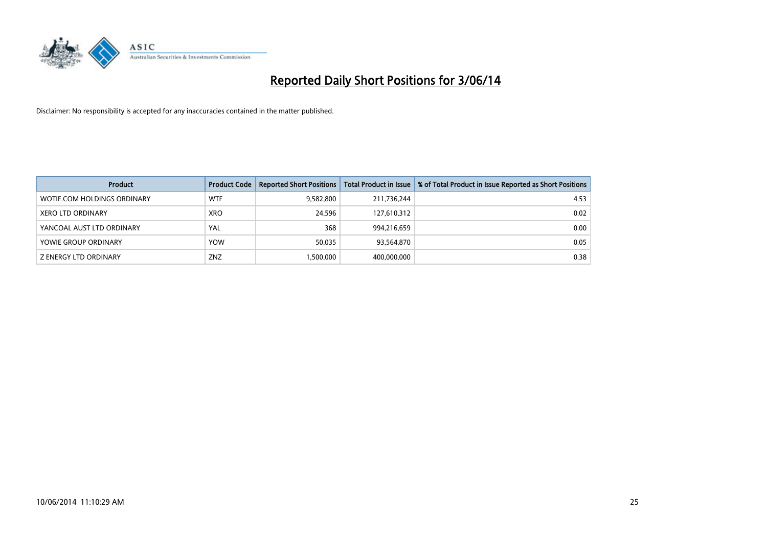# Reported Daily Short Positions for 3/06/14

Disclaimer: No responsibility is accepted for any inaccuracies contained in the matter published.

| Product | Product Code | Reported Short Positions | Total Product in Issue | % of Total Product in Issue Reported as Short Positions |
|---|---|---|---|---|
| WOTIF.COM HOLDINGS ORDINARY | WTF | 9,582,800 | 211,736,244 | 4.53 |
| XERO LTD ORDINARY | XRO | 24,596 | 127,610,312 | 0.02 |
| YANCOAL AUST LTD ORDINARY | YAL | 368 | 994,216,659 | 0.00 |
| YOWIE GROUP ORDINARY | YOW | 50,035 | 93,564,870 | 0.05 |
| Z ENERGY LTD ORDINARY | ZNZ | 1,500,000 | 400,000,000 | 0.38 |